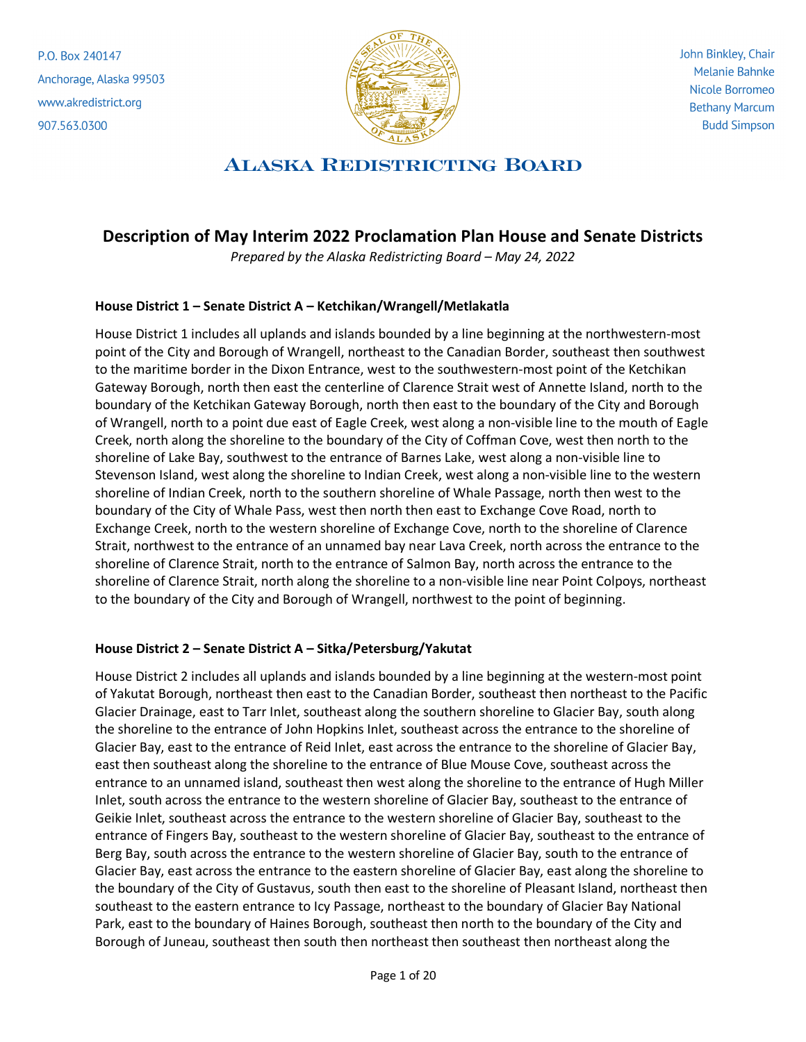P.O. Box 240147
Anchorage, Alaska 99503
www.akredistrict.org
907.563.0300

John Binkley, Chair
Melanie Bahnke
Nicole Borromeo
Bethany Marcum
Budd Simpson

ALASKA REDISTRICTING BOARD

# Description of May Interim 2022 Proclamation Plan House and Senate Districts

*Prepared by the Alaska Redistricting Board – May 24, 2022*

### House District 1 – Senate District A – Ketchikan/Wrangell/Metlakatla

House District 1 includes all uplands and islands bounded by a line beginning at the northwestern-most point of the City and Borough of Wrangell, northeast to the Canadian Border, southeast then southwest to the maritime border in the Dixon Entrance, west to the southwestern-most point of the Ketchikan Gateway Borough, north then east the centerline of Clarence Strait west of Annette Island, north to the boundary of the Ketchikan Gateway Borough, north then east to the boundary of the City and Borough of Wrangell, north to a point due east of Eagle Creek, west along a non-visible line to the mouth of Eagle Creek, north along the shoreline to the boundary of the City of Coffman Cove, west then north to the shoreline of Lake Bay, southwest to the entrance of Barnes Lake, west along a non-visible line to Stevenson Island, west along the shoreline to Indian Creek, west along a non-visible line to the western shoreline of Indian Creek, north to the southern shoreline of Whale Passage, north then west to the boundary of the City of Whale Pass, west then north then east to Exchange Cove Road, north to Exchange Creek, north to the western shoreline of Exchange Cove, north to the shoreline of Clarence Strait, northwest to the entrance of an unnamed bay near Lava Creek, north across the entrance to the shoreline of Clarence Strait, north to the entrance of Salmon Bay, north across the entrance to the shoreline of Clarence Strait, north along the shoreline to a non-visible line near Point Colpoys, northeast to the boundary of the City and Borough of Wrangell, northwest to the point of beginning.

### House District 2 – Senate District A – Sitka/Petersburg/Yakutat

House District 2 includes all uplands and islands bounded by a line beginning at the western-most point of Yakutat Borough, northeast then east to the Canadian Border, southeast then northeast to the Pacific Glacier Drainage, east to Tarr Inlet, southeast along the southern shoreline to Glacier Bay, south along the shoreline to the entrance of John Hopkins Inlet, southeast across the entrance to the shoreline of Glacier Bay, east to the entrance of Reid Inlet, east across the entrance to the shoreline of Glacier Bay, east then southeast along the shoreline to the entrance of Blue Mouse Cove, southeast across the entrance to an unnamed island, southeast then west along the shoreline to the entrance of Hugh Miller Inlet, south across the entrance to the western shoreline of Glacier Bay, southeast to the entrance of Geikie Inlet, southeast across the entrance to the western shoreline of Glacier Bay, southeast to the entrance of Fingers Bay, southeast to the western shoreline of Glacier Bay, southeast to the entrance of Berg Bay, south across the entrance to the western shoreline of Glacier Bay, south to the entrance of Glacier Bay, east across the entrance to the eastern shoreline of Glacier Bay, east along the shoreline to the boundary of the City of Gustavus, south then east to the shoreline of Pleasant Island, northeast then southeast to the eastern entrance to Icy Passage, northeast to the boundary of Glacier Bay National Park, east to the boundary of Haines Borough, southeast then north to the boundary of the City and Borough of Juneau, southeast then south then northeast then southeast then northeast along the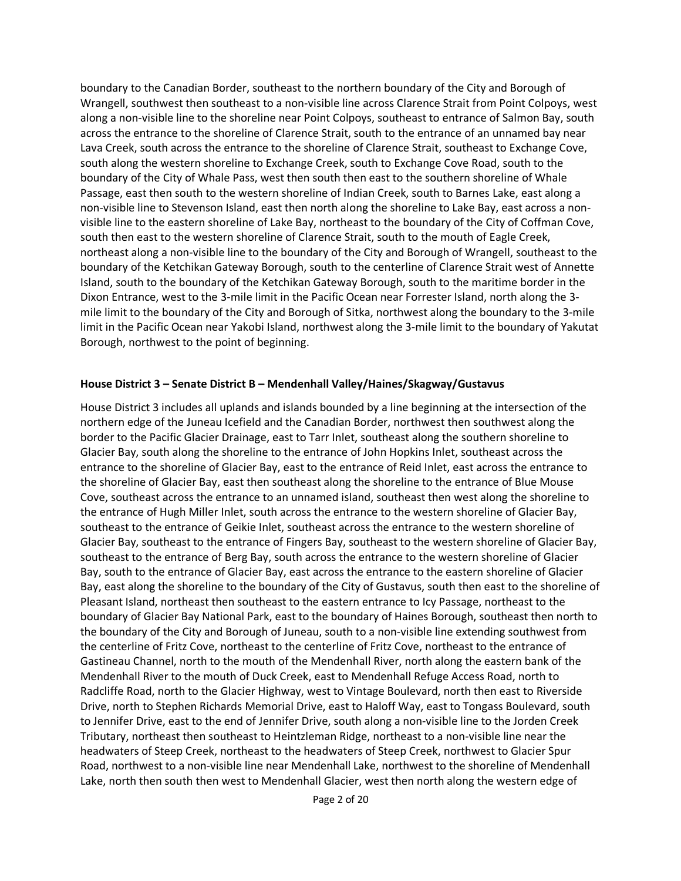boundary to the Canadian Border, southeast to the northern boundary of the City and Borough of Wrangell, southwest then southeast to a non-visible line across Clarence Strait from Point Colpoys, west along a non-visible line to the shoreline near Point Colpoys, southeast to entrance of Salmon Bay, south across the entrance to the shoreline of Clarence Strait, south to the entrance of an unnamed bay near Lava Creek, south across the entrance to the shoreline of Clarence Strait, southeast to Exchange Cove, south along the western shoreline to Exchange Creek, south to Exchange Cove Road, south to the boundary of the City of Whale Pass, west then south then east to the southern shoreline of Whale Passage, east then south to the western shoreline of Indian Creek, south to Barnes Lake, east along a non-visible line to Stevenson Island, east then north along the shoreline to Lake Bay, east across a non-visible line to the eastern shoreline of Lake Bay, northeast to the boundary of the City of Coffman Cove, south then east to the western shoreline of Clarence Strait, south to the mouth of Eagle Creek, northeast along a non-visible line to the boundary of the City and Borough of Wrangell, southeast to the boundary of the Ketchikan Gateway Borough, south to the centerline of Clarence Strait west of Annette Island, south to the boundary of the Ketchikan Gateway Borough, south to the maritime border in the Dixon Entrance, west to the 3-mile limit in the Pacific Ocean near Forrester Island, north along the 3-mile limit to the boundary of the City and Borough of Sitka, northwest along the boundary to the 3-mile limit in the Pacific Ocean near Yakobi Island, northwest along the 3-mile limit to the boundary of Yakutat Borough, northwest to the point of beginning.

**House District 3 – Senate District B – Mendenhall Valley/Haines/Skagway/Gustavus**

House District 3 includes all uplands and islands bounded by a line beginning at the intersection of the northern edge of the Juneau Icefield and the Canadian Border, northwest then southwest along the border to the Pacific Glacier Drainage, east to Tarr Inlet, southeast along the southern shoreline to Glacier Bay, south along the shoreline to the entrance of John Hopkins Inlet, southeast across the entrance to the shoreline of Glacier Bay, east to the entrance of Reid Inlet, east across the entrance to the shoreline of Glacier Bay, east then southeast along the shoreline to the entrance of Blue Mouse Cove, southeast across the entrance to an unnamed island, southeast then west along the shoreline to the entrance of Hugh Miller Inlet, south across the entrance to the western shoreline of Glacier Bay, southeast to the entrance of Geikie Inlet, southeast across the entrance to the western shoreline of Glacier Bay, southeast to the entrance of Fingers Bay, southeast to the western shoreline of Glacier Bay, southeast to the entrance of Berg Bay, south across the entrance to the western shoreline of Glacier Bay, south to the entrance of Glacier Bay, east across the entrance to the eastern shoreline of Glacier Bay, east along the shoreline to the boundary of the City of Gustavus, south then east to the shoreline of Pleasant Island, northeast then southeast to the eastern entrance to Icy Passage, northeast to the boundary of Glacier Bay National Park, east to the boundary of Haines Borough, southeast then north to the boundary of the City and Borough of Juneau, south to a non-visible line extending southwest from the centerline of Fritz Cove, northeast to the centerline of Fritz Cove, northeast to the entrance of Gastineau Channel, north to the mouth of the Mendenhall River, north along the eastern bank of the Mendenhall River to the mouth of Duck Creek, east to Mendenhall Refuge Access Road, north to Radcliffe Road, north to the Glacier Highway, west to Vintage Boulevard, north then east to Riverside Drive, north to Stephen Richards Memorial Drive, east to Haloff Way, east to Tongass Boulevard, south to Jennifer Drive, east to the end of Jennifer Drive, south along a non-visible line to the Jorden Creek Tributary, northeast then southeast to Heintzleman Ridge, northeast to a non-visible line near the headwaters of Steep Creek, northeast to the headwaters of Steep Creek, northwest to Glacier Spur Road, northwest to a non-visible line near Mendenhall Lake, northwest to the shoreline of Mendenhall Lake, north then south then west to Mendenhall Glacier, west then north along the western edge of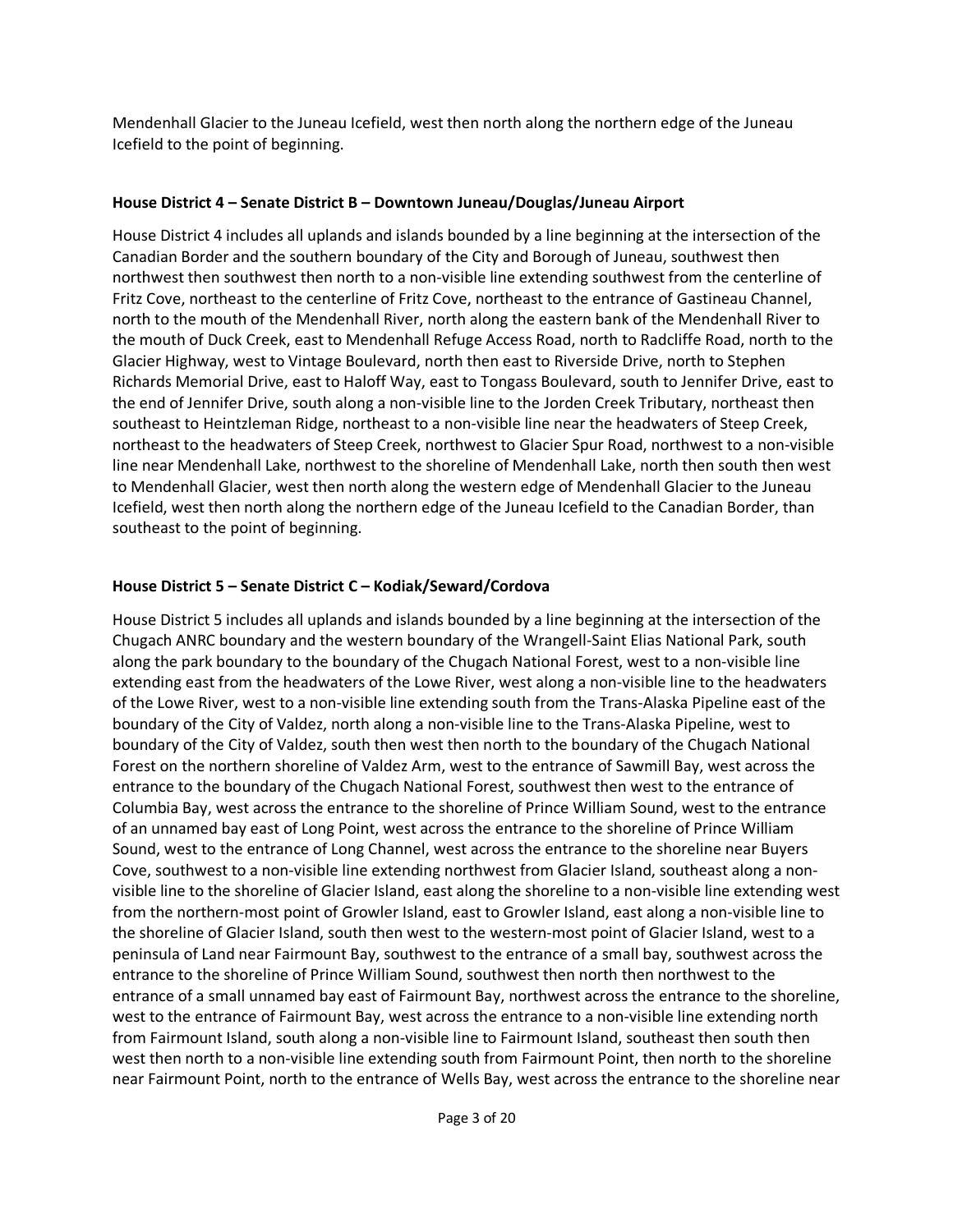Mendenhall Glacier to the Juneau Icefield, west then north along the northern edge of the Juneau Icefield to the point of beginning.

**House District 4 – Senate District B – Downtown Juneau/Douglas/Juneau Airport**

House District 4 includes all uplands and islands bounded by a line beginning at the intersection of the Canadian Border and the southern boundary of the City and Borough of Juneau, southwest then northwest then southwest then north to a non-visible line extending southwest from the centerline of Fritz Cove, northeast to the centerline of Fritz Cove, northeast to the entrance of Gastineau Channel, north to the mouth of the Mendenhall River, north along the eastern bank of the Mendenhall River to the mouth of Duck Creek, east to Mendenhall Refuge Access Road, north to Radcliffe Road, north to the Glacier Highway, west to Vintage Boulevard, north then east to Riverside Drive, north to Stephen Richards Memorial Drive, east to Haloff Way, east to Tongass Boulevard, south to Jennifer Drive, east to the end of Jennifer Drive, south along a non-visible line to the Jorden Creek Tributary, northeast then southeast to Heintzleman Ridge, northeast to a non-visible line near the headwaters of Steep Creek, northeast to the headwaters of Steep Creek, northwest to Glacier Spur Road, northwest to a non-visible line near Mendenhall Lake, northwest to the shoreline of Mendenhall Lake, north then south then west to Mendenhall Glacier, west then north along the western edge of Mendenhall Glacier to the Juneau Icefield, west then north along the northern edge of the Juneau Icefield to the Canadian Border, than southeast to the point of beginning.

**House District 5 – Senate District C – Kodiak/Seward/Cordova**

House District 5 includes all uplands and islands bounded by a line beginning at the intersection of the Chugach ANRC boundary and the western boundary of the Wrangell-Saint Elias National Park, south along the park boundary to the boundary of the Chugach National Forest, west to a non-visible line extending east from the headwaters of the Lowe River, west along a non-visible line to the headwaters of the Lowe River, west to a non-visible line extending south from the Trans-Alaska Pipeline east of the boundary of the City of Valdez, north along a non-visible line to the Trans-Alaska Pipeline, west to boundary of the City of Valdez, south then west then north to the boundary of the Chugach National Forest on the northern shoreline of Valdez Arm, west to the entrance of Sawmill Bay, west across the entrance to the boundary of the Chugach National Forest, southwest then west to the entrance of Columbia Bay, west across the entrance to the shoreline of Prince William Sound, west to the entrance of an unnamed bay east of Long Point, west across the entrance to the shoreline of Prince William Sound, west to the entrance of Long Channel, west across the entrance to the shoreline near Buyers Cove, southwest to a non-visible line extending northwest from Glacier Island, southeast along a non-visible line to the shoreline of Glacier Island, east along the shoreline to a non-visible line extending west from the northern-most point of Growler Island, east to Growler Island, east along a non-visible line to the shoreline of Glacier Island, south then west to the western-most point of Glacier Island, west to a peninsula of Land near Fairmount Bay, southwest to the entrance of a small bay, southwest across the entrance to the shoreline of Prince William Sound, southwest then north then northwest to the entrance of a small unnamed bay east of Fairmount Bay, northwest across the entrance to the shoreline, west to the entrance of Fairmount Bay, west across the entrance to a non-visible line extending north from Fairmount Island, south along a non-visible line to Fairmount Island, southeast then south then west then north to a non-visible line extending south from Fairmount Point, then north to the shoreline near Fairmount Point, north to the entrance of Wells Bay, west across the entrance to the shoreline near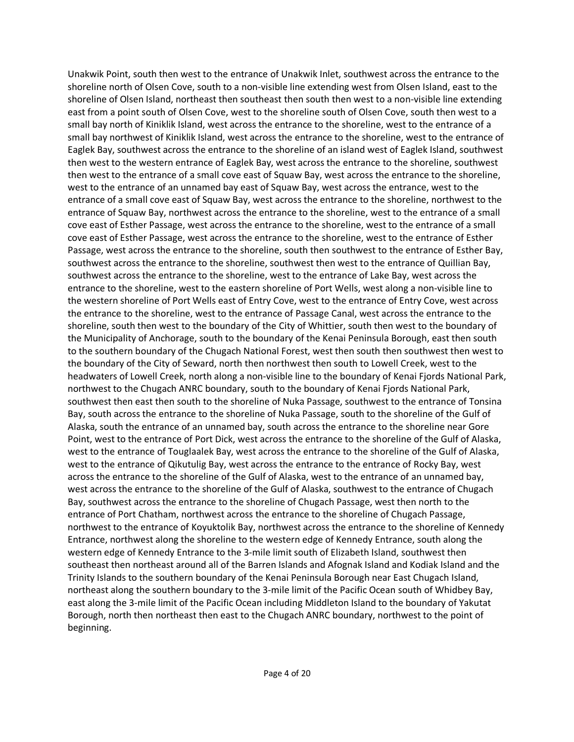Unakwik Point, south then west to the entrance of Unakwik Inlet, southwest across the entrance to the shoreline north of Olsen Cove, south to a non-visible line extending west from Olsen Island, east to the shoreline of Olsen Island, northeast then southeast then south then west to a non-visible line extending east from a point south of Olsen Cove, west to the shoreline south of Olsen Cove, south then west to a small bay north of Kiniklik Island, west across the entrance to the shoreline, west to the entrance of a small bay northwest of Kiniklik Island, west across the entrance to the shoreline, west to the entrance of Eaglek Bay, southwest across the entrance to the shoreline of an island west of Eaglek Island, southwest then west to the western entrance of Eaglek Bay, west across the entrance to the shoreline, southwest then west to the entrance of a small cove east of Squaw Bay, west across the entrance to the shoreline, west to the entrance of an unnamed bay east of Squaw Bay, west across the entrance, west to the entrance of a small cove east of Squaw Bay, west across the entrance to the shoreline, northwest to the entrance of Squaw Bay, northwest across the entrance to the shoreline, west to the entrance of a small cove east of Esther Passage, west across the entrance to the shoreline, west to the entrance of a small cove east of Esther Passage, west across the entrance to the shoreline, west to the entrance of Esther Passage, west across the entrance to the shoreline, south then southwest to the entrance of Esther Bay, southwest across the entrance to the shoreline, southwest then west to the entrance of Quillian Bay, southwest across the entrance to the shoreline, west to the entrance of Lake Bay, west across the entrance to the shoreline, west to the eastern shoreline of Port Wells, west along a non-visible line to the western shoreline of Port Wells east of Entry Cove, west to the entrance of Entry Cove, west across the entrance to the shoreline, west to the entrance of Passage Canal, west across the entrance to the shoreline, south then west to the boundary of the City of Whittier, south then west to the boundary of the Municipality of Anchorage, south to the boundary of the Kenai Peninsula Borough, east then south to the southern boundary of the Chugach National Forest, west then south then southwest then west to the boundary of the City of Seward, north then northwest then south to Lowell Creek, west to the headwaters of Lowell Creek, north along a non-visible line to the boundary of Kenai Fjords National Park, northwest to the Chugach ANRC boundary, south to the boundary of Kenai Fjords National Park, southwest then east then south to the shoreline of Nuka Passage, southwest to the entrance of Tonsina Bay, south across the entrance to the shoreline of Nuka Passage, south to the shoreline of the Gulf of Alaska, south the entrance of an unnamed bay, south across the entrance to the shoreline near Gore Point, west to the entrance of Port Dick, west across the entrance to the shoreline of the Gulf of Alaska, west to the entrance of Touglaalek Bay, west across the entrance to the shoreline of the Gulf of Alaska, west to the entrance of Qikutulig Bay, west across the entrance to the entrance of Rocky Bay, west across the entrance to the shoreline of the Gulf of Alaska, west to the entrance of an unnamed bay, west across the entrance to the shoreline of the Gulf of Alaska, southwest to the entrance of Chugach Bay, southwest across the entrance to the shoreline of Chugach Passage, west then north to the entrance of Port Chatham, northwest across the entrance to the shoreline of Chugach Passage, northwest to the entrance of Koyuktolik Bay, northwest across the entrance to the shoreline of Kennedy Entrance, northwest along the shoreline to the western edge of Kennedy Entrance, south along the western edge of Kennedy Entrance to the 3-mile limit south of Elizabeth Island, southwest then southeast then northeast around all of the Barren Islands and Afognak Island and Kodiak Island and the Trinity Islands to the southern boundary of the Kenai Peninsula Borough near East Chugach Island, northeast along the southern boundary to the 3-mile limit of the Pacific Ocean south of Whidbey Bay, east along the 3-mile limit of the Pacific Ocean including Middleton Island to the boundary of Yakutat Borough, north then northeast then east to the Chugach ANRC boundary, northwest to the point of beginning.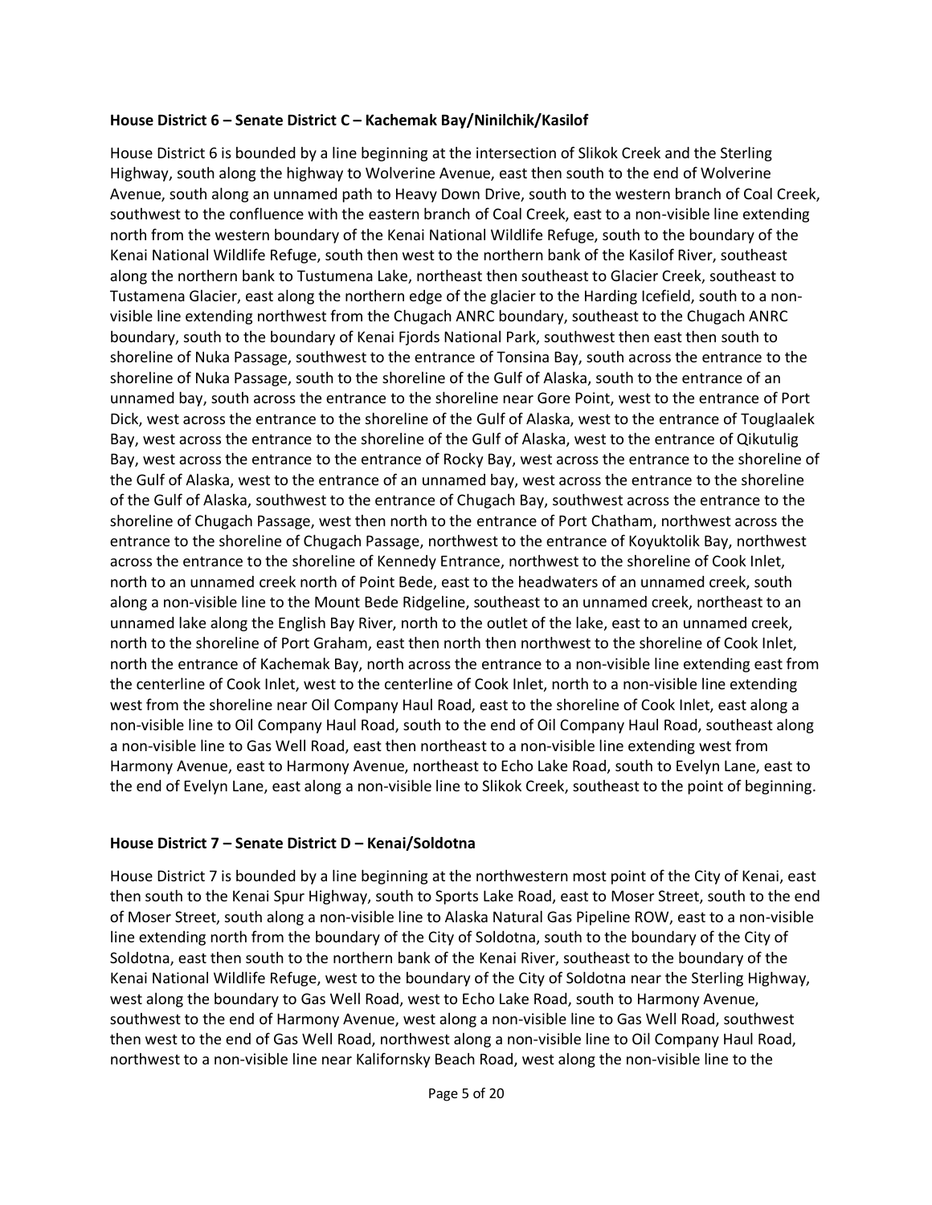**House District 6 – Senate District C – Kachemak Bay/Ninilchik/Kasilof**

House District 6 is bounded by a line beginning at the intersection of Slikok Creek and the Sterling Highway, south along the highway to Wolverine Avenue, east then south to the end of Wolverine Avenue, south along an unnamed path to Heavy Down Drive, south to the western branch of Coal Creek, southwest to the confluence with the eastern branch of Coal Creek, east to a non-visible line extending north from the western boundary of the Kenai National Wildlife Refuge, south to the boundary of the Kenai National Wildlife Refuge, south then west to the northern bank of the Kasilof River, southeast along the northern bank to Tustumena Lake, northeast then southeast to Glacier Creek, southeast to Tustamena Glacier, east along the northern edge of the glacier to the Harding Icefield, south to a non-visible line extending northwest from the Chugach ANRC boundary, southeast to the Chugach ANRC boundary, south to the boundary of Kenai Fjords National Park, southwest then east then south to shoreline of Nuka Passage, southwest to the entrance of Tonsina Bay, south across the entrance to the shoreline of Nuka Passage, south to the shoreline of the Gulf of Alaska, south to the entrance of an unnamed bay, south across the entrance to the shoreline near Gore Point, west to the entrance of Port Dick, west across the entrance to the shoreline of the Gulf of Alaska, west to the entrance of Touglaalek Bay, west across the entrance to the shoreline of the Gulf of Alaska, west to the entrance of Qikutulig Bay, west across the entrance to the entrance of Rocky Bay, west across the entrance to the shoreline of the Gulf of Alaska, west to the entrance of an unnamed bay, west across the entrance to the shoreline of the Gulf of Alaska, southwest to the entrance of Chugach Bay, southwest across the entrance to the shoreline of Chugach Passage, west then north to the entrance of Port Chatham, northwest across the entrance to the shoreline of Chugach Passage, northwest to the entrance of Koyuktolik Bay, northwest across the entrance to the shoreline of Kennedy Entrance, northwest to the shoreline of Cook Inlet, north to an unnamed creek north of Point Bede, east to the headwaters of an unnamed creek, south along a non-visible line to the Mount Bede Ridgeline, southeast to an unnamed creek, northeast to an unnamed lake along the English Bay River, north to the outlet of the lake, east to an unnamed creek, north to the shoreline of Port Graham, east then north then northwest to the shoreline of Cook Inlet, north the entrance of Kachemak Bay, north across the entrance to a non-visible line extending east from the centerline of Cook Inlet, west to the centerline of Cook Inlet, north to a non-visible line extending west from the shoreline near Oil Company Haul Road, east to the shoreline of Cook Inlet, east along a non-visible line to Oil Company Haul Road, south to the end of Oil Company Haul Road, southeast along a non-visible line to Gas Well Road, east then northeast to a non-visible line extending west from Harmony Avenue, east to Harmony Avenue, northeast to Echo Lake Road, south to Evelyn Lane, east to the end of Evelyn Lane, east along a non-visible line to Slikok Creek, southeast to the point of beginning.

**House District 7 – Senate District D – Kenai/Soldotna**

House District 7 is bounded by a line beginning at the northwestern most point of the City of Kenai, east then south to the Kenai Spur Highway, south to Sports Lake Road, east to Moser Street, south to the end of Moser Street, south along a non-visible line to Alaska Natural Gas Pipeline ROW, east to a non-visible line extending north from the boundary of the City of Soldotna, south to the boundary of the City of Soldotna, east then south to the northern bank of the Kenai River, southeast to the boundary of the Kenai National Wildlife Refuge, west to the boundary of the City of Soldotna near the Sterling Highway, west along the boundary to Gas Well Road, west to Echo Lake Road, south to Harmony Avenue, southwest to the end of Harmony Avenue, west along a non-visible line to Gas Well Road, southwest then west to the end of Gas Well Road, northwest along a non-visible line to Oil Company Haul Road, northwest to a non-visible line near Kalifornsky Beach Road, west along the non-visible line to the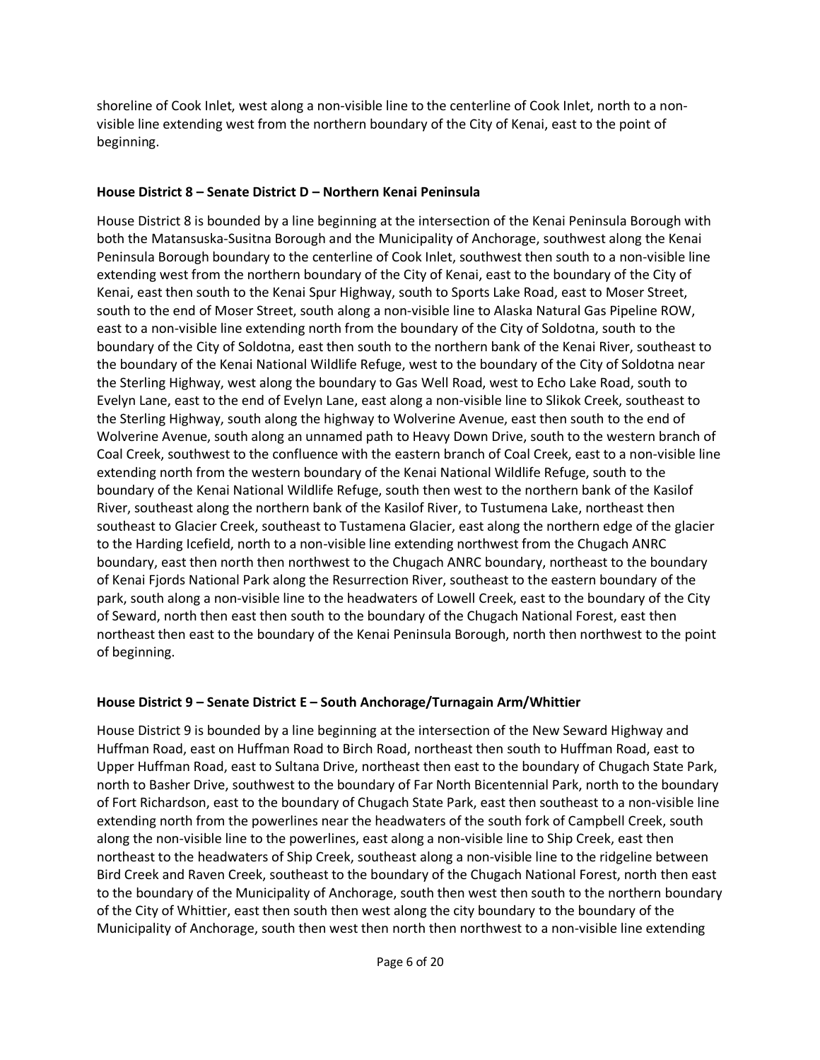shoreline of Cook Inlet, west along a non-visible line to the centerline of Cook Inlet, north to a non-visible line extending west from the northern boundary of the City of Kenai, east to the point of beginning.

**House District 8 – Senate District D – Northern Kenai Peninsula**

House District 8 is bounded by a line beginning at the intersection of the Kenai Peninsula Borough with both the Matansuska-Susitna Borough and the Municipality of Anchorage, southwest along the Kenai Peninsula Borough boundary to the centerline of Cook Inlet, southwest then south to a non-visible line extending west from the northern boundary of the City of Kenai, east to the boundary of the City of Kenai, east then south to the Kenai Spur Highway, south to Sports Lake Road, east to Moser Street, south to the end of Moser Street, south along a non-visible line to Alaska Natural Gas Pipeline ROW, east to a non-visible line extending north from the boundary of the City of Soldotna, south to the boundary of the City of Soldotna, east then south to the northern bank of the Kenai River, southeast to the boundary of the Kenai National Wildlife Refuge, west to the boundary of the City of Soldotna near the Sterling Highway, west along the boundary to Gas Well Road, west to Echo Lake Road, south to Evelyn Lane, east to the end of Evelyn Lane, east along a non-visible line to Slikok Creek, southeast to the Sterling Highway, south along the highway to Wolverine Avenue, east then south to the end of Wolverine Avenue, south along an unnamed path to Heavy Down Drive, south to the western branch of Coal Creek, southwest to the confluence with the eastern branch of Coal Creek, east to a non-visible line extending north from the western boundary of the Kenai National Wildlife Refuge, south to the boundary of the Kenai National Wildlife Refuge, south then west to the northern bank of the Kasilof River, southeast along the northern bank of the Kasilof River, to Tustumena Lake, northeast then southeast to Glacier Creek, southeast to Tustamena Glacier, east along the northern edge of the glacier to the Harding Icefield, north to a non-visible line extending northwest from the Chugach ANRC boundary, east then north then northwest to the Chugach ANRC boundary, northeast to the boundary of Kenai Fjords National Park along the Resurrection River, southeast to the eastern boundary of the park, south along a non-visible line to the headwaters of Lowell Creek, east to the boundary of the City of Seward, north then east then south to the boundary of the Chugach National Forest, east then northeast then east to the boundary of the Kenai Peninsula Borough, north then northwest to the point of beginning.

**House District 9 – Senate District E – South Anchorage/Turnagain Arm/Whittier**

House District 9 is bounded by a line beginning at the intersection of the New Seward Highway and Huffman Road, east on Huffman Road to Birch Road, northeast then south to Huffman Road, east to Upper Huffman Road, east to Sultana Drive, northeast then east to the boundary of Chugach State Park, north to Basher Drive, southwest to the boundary of Far North Bicentennial Park, north to the boundary of Fort Richardson, east to the boundary of Chugach State Park, east then southeast to a non-visible line extending north from the powerlines near the headwaters of the south fork of Campbell Creek, south along the non-visible line to the powerlines, east along a non-visible line to Ship Creek, east then northeast to the headwaters of Ship Creek, southeast along a non-visible line to the ridgeline between Bird Creek and Raven Creek, southeast to the boundary of the Chugach National Forest, north then east to the boundary of the Municipality of Anchorage, south then west then south to the northern boundary of the City of Whittier, east then south then west along the city boundary to the boundary of the Municipality of Anchorage, south then west then north then northwest to a non-visible line extending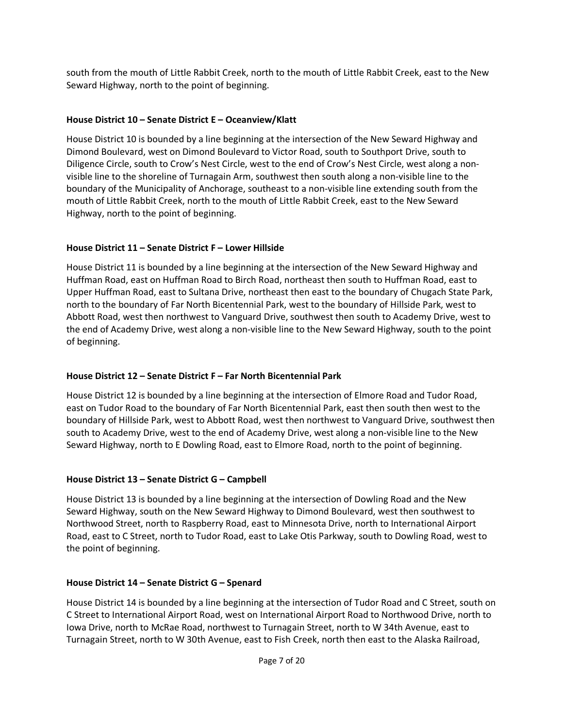south from the mouth of Little Rabbit Creek, north to the mouth of Little Rabbit Creek, east to the New Seward Highway, north to the point of beginning.

**House District 10 – Senate District E – Oceanview/Klatt**

House District 10 is bounded by a line beginning at the intersection of the New Seward Highway and Dimond Boulevard, west on Dimond Boulevard to Victor Road, south to Southport Drive, south to Diligence Circle, south to Crow's Nest Circle, west to the end of Crow's Nest Circle, west along a non-visible line to the shoreline of Turnagain Arm, southwest then south along a non-visible line to the boundary of the Municipality of Anchorage, southeast to a non-visible line extending south from the mouth of Little Rabbit Creek, north to the mouth of Little Rabbit Creek, east to the New Seward Highway, north to the point of beginning.

**House District 11 – Senate District F – Lower Hillside**

House District 11 is bounded by a line beginning at the intersection of the New Seward Highway and Huffman Road, east on Huffman Road to Birch Road, northeast then south to Huffman Road, east to Upper Huffman Road, east to Sultana Drive, northeast then east to the boundary of Chugach State Park, north to the boundary of Far North Bicentennial Park, west to the boundary of Hillside Park, west to Abbott Road, west then northwest to Vanguard Drive, southwest then south to Academy Drive, west to the end of Academy Drive, west along a non-visible line to the New Seward Highway, south to the point of beginning.

**House District 12 – Senate District F – Far North Bicentennial Park**

House District 12 is bounded by a line beginning at the intersection of Elmore Road and Tudor Road, east on Tudor Road to the boundary of Far North Bicentennial Park, east then south then west to the boundary of Hillside Park, west to Abbott Road, west then northwest to Vanguard Drive, southwest then south to Academy Drive, west to the end of Academy Drive, west along a non-visible line to the New Seward Highway, north to E Dowling Road, east to Elmore Road, north to the point of beginning.

**House District 13 – Senate District G – Campbell**

House District 13 is bounded by a line beginning at the intersection of Dowling Road and the New Seward Highway, south on the New Seward Highway to Dimond Boulevard, west then southwest to Northwood Street, north to Raspberry Road, east to Minnesota Drive, north to International Airport Road, east to C Street, north to Tudor Road, east to Lake Otis Parkway, south to Dowling Road, west to the point of beginning.

**House District 14 – Senate District G – Spenard**

House District 14 is bounded by a line beginning at the intersection of Tudor Road and C Street, south on C Street to International Airport Road, west on International Airport Road to Northwood Drive, north to Iowa Drive, north to McRae Road, northwest to Turnagain Street, north to W 34th Avenue, east to Turnagain Street, north to W 30th Avenue, east to Fish Creek, north then east to the Alaska Railroad,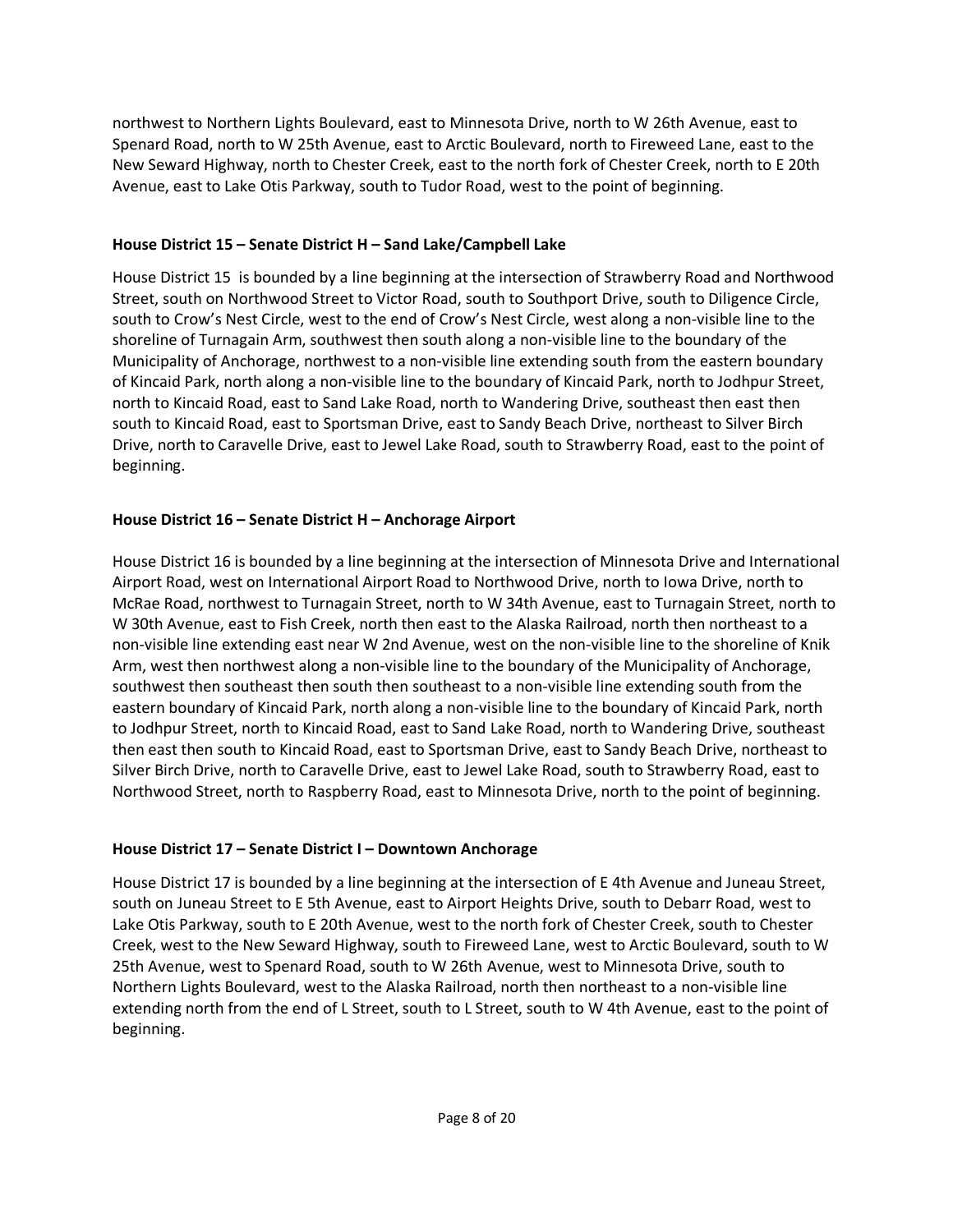northwest to Northern Lights Boulevard, east to Minnesota Drive, north to W 26th Avenue, east to Spenard Road, north to W 25th Avenue, east to Arctic Boulevard, north to Fireweed Lane, east to the New Seward Highway, north to Chester Creek, east to the north fork of Chester Creek, north to E 20th Avenue, east to Lake Otis Parkway, south to Tudor Road, west to the point of beginning.

**House District 15 – Senate District H – Sand Lake/Campbell Lake**

House District 15 is bounded by a line beginning at the intersection of Strawberry Road and Northwood Street, south on Northwood Street to Victor Road, south to Southport Drive, south to Diligence Circle, south to Crow's Nest Circle, west to the end of Crow's Nest Circle, west along a non-visible line to the shoreline of Turnagain Arm, southwest then south along a non-visible line to the boundary of the Municipality of Anchorage, northwest to a non-visible line extending south from the eastern boundary of Kincaid Park, north along a non-visible line to the boundary of Kincaid Park, north to Jodhpur Street, north to Kincaid Road, east to Sand Lake Road, north to Wandering Drive, southeast then east then south to Kincaid Road, east to Sportsman Drive, east to Sandy Beach Drive, northeast to Silver Birch Drive, north to Caravelle Drive, east to Jewel Lake Road, south to Strawberry Road, east to the point of beginning.

**House District 16 – Senate District H – Anchorage Airport**

House District 16 is bounded by a line beginning at the intersection of Minnesota Drive and International Airport Road, west on International Airport Road to Northwood Drive, north to Iowa Drive, north to McRae Road, northwest to Turnagain Street, north to W 34th Avenue, east to Turnagain Street, north to W 30th Avenue, east to Fish Creek, north then east to the Alaska Railroad, north then northeast to a non-visible line extending east near W 2nd Avenue, west on the non-visible line to the shoreline of Knik Arm, west then northwest along a non-visible line to the boundary of the Municipality of Anchorage, southwest then southeast then south then southeast to a non-visible line extending south from the eastern boundary of Kincaid Park, north along a non-visible line to the boundary of Kincaid Park, north to Jodhpur Street, north to Kincaid Road, east to Sand Lake Road, north to Wandering Drive, southeast then east then south to Kincaid Road, east to Sportsman Drive, east to Sandy Beach Drive, northeast to Silver Birch Drive, north to Caravelle Drive, east to Jewel Lake Road, south to Strawberry Road, east to Northwood Street, north to Raspberry Road, east to Minnesota Drive, north to the point of beginning.

**House District 17 – Senate District I – Downtown Anchorage**

House District 17 is bounded by a line beginning at the intersection of E 4th Avenue and Juneau Street, south on Juneau Street to E 5th Avenue, east to Airport Heights Drive, south to Debarr Road, west to Lake Otis Parkway, south to E 20th Avenue, west to the north fork of Chester Creek, south to Chester Creek, west to the New Seward Highway, south to Fireweed Lane, west to Arctic Boulevard, south to W 25th Avenue, west to Spenard Road, south to W 26th Avenue, west to Minnesota Drive, south to Northern Lights Boulevard, west to the Alaska Railroad, north then northeast to a non-visible line extending north from the end of L Street, south to L Street, south to W 4th Avenue, east to the point of beginning.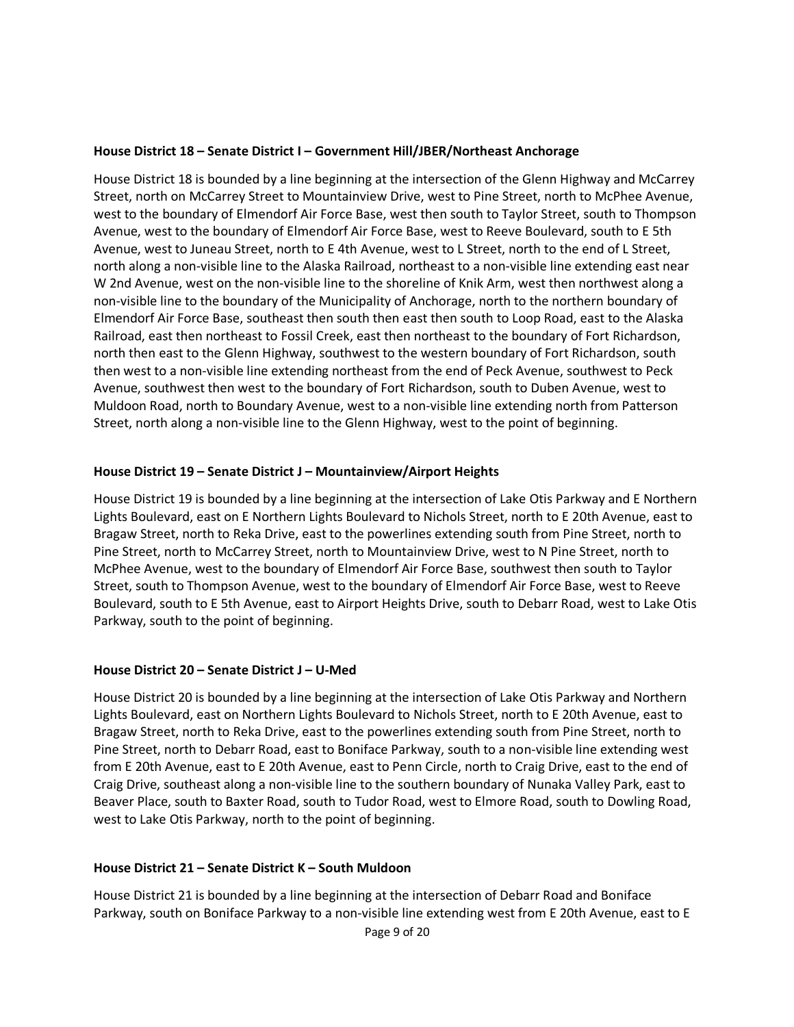**House District 18 – Senate District I – Government Hill/JBER/Northeast Anchorage**

House District 18 is bounded by a line beginning at the intersection of the Glenn Highway and McCarrey Street, north on McCarrey Street to Mountainview Drive, west to Pine Street, north to McPhee Avenue, west to the boundary of Elmendorf Air Force Base, west then south to Taylor Street, south to Thompson Avenue, west to the boundary of Elmendorf Air Force Base, west to Reeve Boulevard, south to E 5th Avenue, west to Juneau Street, north to E 4th Avenue, west to L Street, north to the end of L Street, north along a non-visible line to the Alaska Railroad, northeast to a non-visible line extending east near W 2nd Avenue, west on the non-visible line to the shoreline of Knik Arm, west then northwest along a non-visible line to the boundary of the Municipality of Anchorage, north to the northern boundary of Elmendorf Air Force Base, southeast then south then east then south to Loop Road, east to the Alaska Railroad, east then northeast to Fossil Creek, east then northeast to the boundary of Fort Richardson, north then east to the Glenn Highway, southwest to the western boundary of Fort Richardson, south then west to a non-visible line extending northeast from the end of Peck Avenue, southwest to Peck Avenue, southwest then west to the boundary of Fort Richardson, south to Duben Avenue, west to Muldoon Road, north to Boundary Avenue, west to a non-visible line extending north from Patterson Street, north along a non-visible line to the Glenn Highway, west to the point of beginning.

**House District 19 – Senate District J – Mountainview/Airport Heights**

House District 19 is bounded by a line beginning at the intersection of Lake Otis Parkway and E Northern Lights Boulevard, east on E Northern Lights Boulevard to Nichols Street, north to E 20th Avenue, east to Bragaw Street, north to Reka Drive, east to the powerlines extending south from Pine Street, north to Pine Street, north to McCarrey Street, north to Mountainview Drive, west to N Pine Street, north to McPhee Avenue, west to the boundary of Elmendorf Air Force Base, southwest then south to Taylor Street, south to Thompson Avenue, west to the boundary of Elmendorf Air Force Base, west to Reeve Boulevard, south to E 5th Avenue, east to Airport Heights Drive, south to Debarr Road, west to Lake Otis Parkway, south to the point of beginning.

**House District 20 – Senate District J – U-Med**

House District 20 is bounded by a line beginning at the intersection of Lake Otis Parkway and Northern Lights Boulevard, east on Northern Lights Boulevard to Nichols Street, north to E 20th Avenue, east to Bragaw Street, north to Reka Drive, east to the powerlines extending south from Pine Street, north to Pine Street, north to Debarr Road, east to Boniface Parkway, south to a non-visible line extending west from E 20th Avenue, east to E 20th Avenue, east to Penn Circle, north to Craig Drive, east to the end of Craig Drive, southeast along a non-visible line to the southern boundary of Nunaka Valley Park, east to Beaver Place, south to Baxter Road, south to Tudor Road, west to Elmore Road, south to Dowling Road, west to Lake Otis Parkway, north to the point of beginning.

**House District 21 – Senate District K – South Muldoon**

House District 21 is bounded by a line beginning at the intersection of Debarr Road and Boniface Parkway, south on Boniface Parkway to a non-visible line extending west from E 20th Avenue, east to E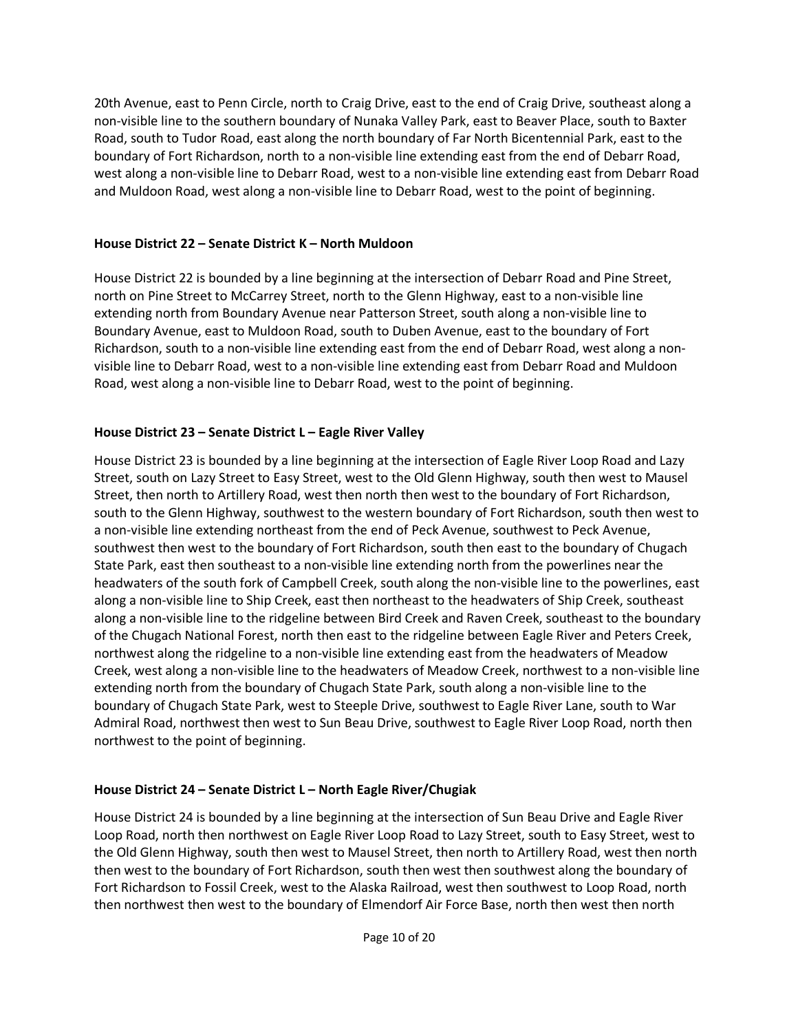20th Avenue, east to Penn Circle, north to Craig Drive, east to the end of Craig Drive, southeast along a non-visible line to the southern boundary of Nunaka Valley Park, east to Beaver Place, south to Baxter Road, south to Tudor Road, east along the north boundary of Far North Bicentennial Park, east to the boundary of Fort Richardson, north to a non-visible line extending east from the end of Debarr Road, west along a non-visible line to Debarr Road, west to a non-visible line extending east from Debarr Road and Muldoon Road, west along a non-visible line to Debarr Road, west to the point of beginning.

### House District 22 – Senate District K – North Muldoon

House District 22 is bounded by a line beginning at the intersection of Debarr Road and Pine Street, north on Pine Street to McCarrey Street, north to the Glenn Highway, east to a non-visible line extending north from Boundary Avenue near Patterson Street, south along a non-visible line to Boundary Avenue, east to Muldoon Road, south to Duben Avenue, east to the boundary of Fort Richardson, south to a non-visible line extending east from the end of Debarr Road, west along a non-visible line to Debarr Road, west to a non-visible line extending east from Debarr Road and Muldoon Road, west along a non-visible line to Debarr Road, west to the point of beginning.

### House District 23 – Senate District L – Eagle River Valley

House District 23 is bounded by a line beginning at the intersection of Eagle River Loop Road and Lazy Street, south on Lazy Street to Easy Street, west to the Old Glenn Highway, south then west to Mausel Street, then north to Artillery Road, west then north then west to the boundary of Fort Richardson, south to the Glenn Highway, southwest to the western boundary of Fort Richardson, south then west to a non-visible line extending northeast from the end of Peck Avenue, southwest to Peck Avenue, southwest then west to the boundary of Fort Richardson, south then east to the boundary of Chugach State Park, east then southeast to a non-visible line extending north from the powerlines near the headwaters of the south fork of Campbell Creek, south along the non-visible line to the powerlines, east along a non-visible line to Ship Creek, east then northeast to the headwaters of Ship Creek, southeast along a non-visible line to the ridgeline between Bird Creek and Raven Creek, southeast to the boundary of the Chugach National Forest, north then east to the ridgeline between Eagle River and Peters Creek, northwest along the ridgeline to a non-visible line extending east from the headwaters of Meadow Creek, west along a non-visible line to the headwaters of Meadow Creek, northwest to a non-visible line extending north from the boundary of Chugach State Park, south along a non-visible line to the boundary of Chugach State Park, west to Steeple Drive, southwest to Eagle River Lane, south to War Admiral Road, northwest then west to Sun Beau Drive, southwest to Eagle River Loop Road, north then northwest to the point of beginning.

### House District 24 – Senate District L – North Eagle River/Chugiak

House District 24 is bounded by a line beginning at the intersection of Sun Beau Drive and Eagle River Loop Road, north then northwest on Eagle River Loop Road to Lazy Street, south to Easy Street, west to the Old Glenn Highway, south then west to Mausel Street, then north to Artillery Road, west then north then west to the boundary of Fort Richardson, south then west then southwest along the boundary of Fort Richardson to Fossil Creek, west to the Alaska Railroad, west then southwest to Loop Road, north then northwest then west to the boundary of Elmendorf Air Force Base, north then west then north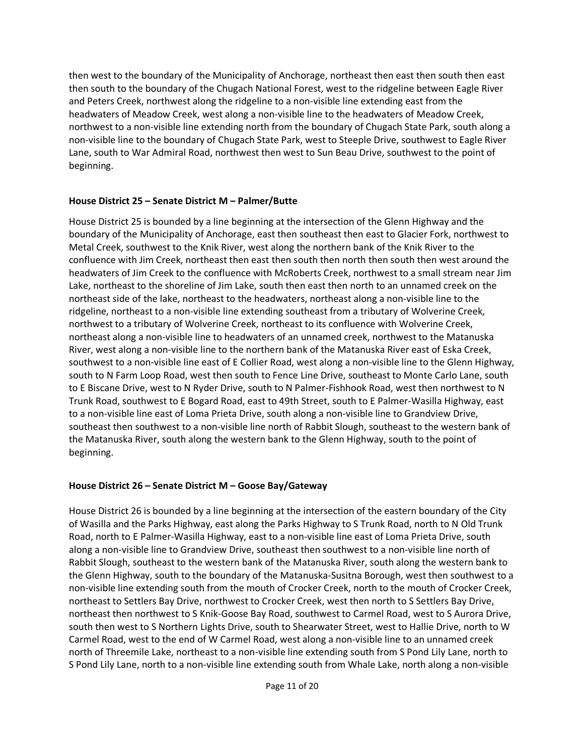then west to the boundary of the Municipality of Anchorage, northeast then east then south then east then south to the boundary of the Chugach National Forest, west to the ridgeline between Eagle River and Peters Creek, northwest along the ridgeline to a non-visible line extending east from the headwaters of Meadow Creek, west along a non-visible line to the headwaters of Meadow Creek, northwest to a non-visible line extending north from the boundary of Chugach State Park, south along a non-visible line to the boundary of Chugach State Park, west to Steeple Drive, southwest to Eagle River Lane, south to War Admiral Road, northwest then west to Sun Beau Drive, southwest to the point of beginning.

**House District 25 – Senate District M – Palmer/Butte**

House District 25 is bounded by a line beginning at the intersection of the Glenn Highway and the boundary of the Municipality of Anchorage, east then southeast then east to Glacier Fork, northwest to Metal Creek, southwest to the Knik River, west along the northern bank of the Knik River to the confluence with Jim Creek, northeast then east then south then north then south then west around the headwaters of Jim Creek to the confluence with McRoberts Creek, northwest to a small stream near Jim Lake, northeast to the shoreline of Jim Lake, south then east then north to an unnamed creek on the northeast side of the lake, northeast to the headwaters, northeast along a non-visible line to the ridgeline, northeast to a non-visible line extending southeast from a tributary of Wolverine Creek, northwest to a tributary of Wolverine Creek, northeast to its confluence with Wolverine Creek, northeast along a non-visible line to headwaters of an unnamed creek, northwest to the Matanuska River, west along a non-visible line to the northern bank of the Matanuska River east of Eska Creek, southwest to a non-visible line east of E Collier Road, west along a non-visible line to the Glenn Highway, south to N Farm Loop Road, west then south to Fence Line Drive, southeast to Monte Carlo Lane, south to E Biscane Drive, west to N Ryder Drive, south to N Palmer-Fishhook Road, west then northwest to N Trunk Road, southwest to E Bogard Road, east to 49th Street, south to E Palmer-Wasilla Highway, east to a non-visible line east of Loma Prieta Drive, south along a non-visible line to Grandview Drive, southeast then southwest to a non-visible line north of Rabbit Slough, southeast to the western bank of the Matanuska River, south along the western bank to the Glenn Highway, south to the point of beginning.

**House District 26 – Senate District M – Goose Bay/Gateway**

House District 26 is bounded by a line beginning at the intersection of the eastern boundary of the City of Wasilla and the Parks Highway, east along the Parks Highway to S Trunk Road, north to N Old Trunk Road, north to E Palmer-Wasilla Highway, east to a non-visible line east of Loma Prieta Drive, south along a non-visible line to Grandview Drive, southeast then southwest to a non-visible line north of Rabbit Slough, southeast to the western bank of the Matanuska River, south along the western bank to the Glenn Highway, south to the boundary of the Matanuska-Susitna Borough, west then southwest to a non-visible line extending south from the mouth of Crocker Creek, north to the mouth of Crocker Creek, northeast to Settlers Bay Drive, northwest to Crocker Creek, west then north to S Settlers Bay Drive, northeast then northwest to S Knik-Goose Bay Road, southwest to Carmel Road, west to S Aurora Drive, south then west to S Northern Lights Drive, south to Shearwater Street, west to Hallie Drive, north to W Carmel Road, west to the end of W Carmel Road, west along a non-visible line to an unnamed creek north of Threemile Lake, northeast to a non-visible line extending south from S Pond Lily Lane, north to S Pond Lily Lane, north to a non-visible line extending south from Whale Lake, north along a non-visible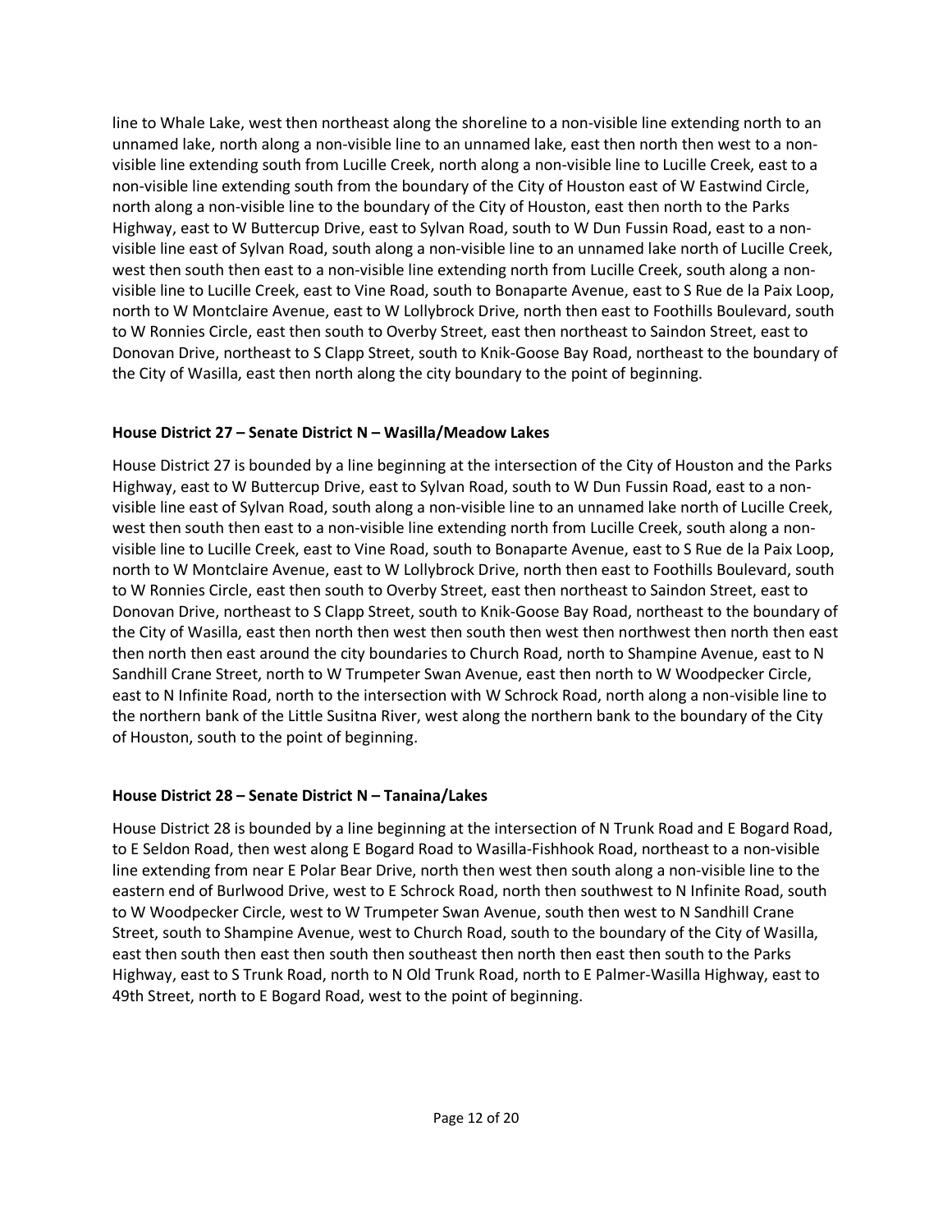line to Whale Lake, west then northeast along the shoreline to a non-visible line extending north to an unnamed lake, north along a non-visible line to an unnamed lake, east then north then west to a non-visible line extending south from Lucille Creek, north along a non-visible line to Lucille Creek, east to a non-visible line extending south from the boundary of the City of Houston east of W Eastwind Circle, north along a non-visible line to the boundary of the City of Houston, east then north to the Parks Highway, east to W Buttercup Drive, east to Sylvan Road, south to W Dun Fussin Road, east to a non-visible line east of Sylvan Road, south along a non-visible line to an unnamed lake north of Lucille Creek, west then south then east to a non-visible line extending north from Lucille Creek, south along a non-visible line to Lucille Creek, east to Vine Road, south to Bonaparte Avenue, east to S Rue de la Paix Loop, north to W Montclaire Avenue, east to W Lollybrock Drive, north then east to Foothills Boulevard, south to W Ronnies Circle, east then south to Overby Street, east then northeast to Saindon Street, east to Donovan Drive, northeast to S Clapp Street, south to Knik-Goose Bay Road, northeast to the boundary of the City of Wasilla, east then north along the city boundary to the point of beginning.

**House District 27 – Senate District N – Wasilla/Meadow Lakes**

House District 27 is bounded by a line beginning at the intersection of the City of Houston and the Parks Highway, east to W Buttercup Drive, east to Sylvan Road, south to W Dun Fussin Road, east to a non-visible line east of Sylvan Road, south along a non-visible line to an unnamed lake north of Lucille Creek, west then south then east to a non-visible line extending north from Lucille Creek, south along a non-visible line to Lucille Creek, east to Vine Road, south to Bonaparte Avenue, east to S Rue de la Paix Loop, north to W Montclaire Avenue, east to W Lollybrock Drive, north then east to Foothills Boulevard, south to W Ronnies Circle, east then south to Overby Street, east then northeast to Saindon Street, east to Donovan Drive, northeast to S Clapp Street, south to Knik-Goose Bay Road, northeast to the boundary of the City of Wasilla, east then north then west then south then west then northwest then north then east then north then east around the city boundaries to Church Road, north to Shampine Avenue, east to N Sandhill Crane Street, north to W Trumpeter Swan Avenue, east then north to W Woodpecker Circle, east to N Infinite Road, north to the intersection with W Schrock Road, north along a non-visible line to the northern bank of the Little Susitna River, west along the northern bank to the boundary of the City of Houston, south to the point of beginning.

**House District 28 – Senate District N – Tanaina/Lakes**

House District 28 is bounded by a line beginning at the intersection of N Trunk Road and E Bogard Road, to E Seldon Road, then west along E Bogard Road to Wasilla-Fishhook Road, northeast to a non-visible line extending from near E Polar Bear Drive, north then west then south along a non-visible line to the eastern end of Burlwood Drive, west to E Schrock Road, north then southwest to N Infinite Road, south to W Woodpecker Circle, west to W Trumpeter Swan Avenue, south then west to N Sandhill Crane Street, south to Shampine Avenue, west to Church Road, south to the boundary of the City of Wasilla, east then south then east then south then southeast then north then east then south to the Parks Highway, east to S Trunk Road, north to N Old Trunk Road, north to E Palmer-Wasilla Highway, east to 49th Street, north to E Bogard Road, west to the point of beginning.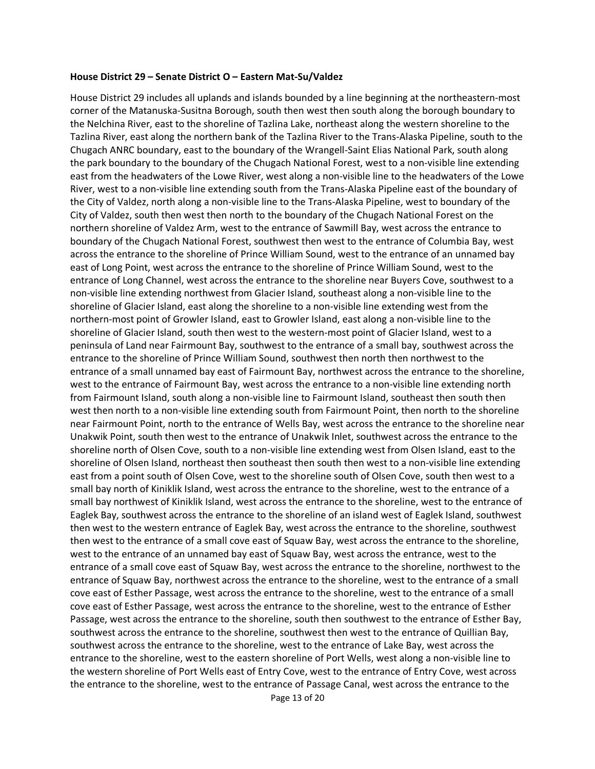**House District 29 – Senate District O – Eastern Mat-Su/Valdez**

House District 29 includes all uplands and islands bounded by a line beginning at the northeastern-most corner of the Matanuska-Susitna Borough, south then west then south along the borough boundary to the Nelchina River, east to the shoreline of Tazlina Lake, northeast along the western shoreline to the Tazlina River, east along the northern bank of the Tazlina River to the Trans-Alaska Pipeline, south to the Chugach ANRC boundary, east to the boundary of the Wrangell-Saint Elias National Park, south along the park boundary to the boundary of the Chugach National Forest, west to a non-visible line extending east from the headwaters of the Lowe River, west along a non-visible line to the headwaters of the Lowe River, west to a non-visible line extending south from the Trans-Alaska Pipeline east of the boundary of the City of Valdez, north along a non-visible line to the Trans-Alaska Pipeline, west to boundary of the City of Valdez, south then west then north to the boundary of the Chugach National Forest on the northern shoreline of Valdez Arm, west to the entrance of Sawmill Bay, west across the entrance to boundary of the Chugach National Forest, southwest then west to the entrance of Columbia Bay, west across the entrance to the shoreline of Prince William Sound, west to the entrance of an unnamed bay east of Long Point, west across the entrance to the shoreline of Prince William Sound, west to the entrance of Long Channel, west across the entrance to the shoreline near Buyers Cove, southwest to a non-visible line extending northwest from Glacier Island, southeast along a non-visible line to the shoreline of Glacier Island, east along the shoreline to a non-visible line extending west from the northern-most point of Growler Island, east to Growler Island, east along a non-visible line to the shoreline of Glacier Island, south then west to the western-most point of Glacier Island, west to a peninsula of Land near Fairmount Bay, southwest to the entrance of a small bay, southwest across the entrance to the shoreline of Prince William Sound, southwest then north then northwest to the entrance of a small unnamed bay east of Fairmount Bay, northwest across the entrance to the shoreline, west to the entrance of Fairmount Bay, west across the entrance to a non-visible line extending north from Fairmount Island, south along a non-visible line to Fairmount Island, southeast then south then west then north to a non-visible line extending south from Fairmount Point, then north to the shoreline near Fairmount Point, north to the entrance of Wells Bay, west across the entrance to the shoreline near Unakwik Point, south then west to the entrance of Unakwik Inlet, southwest across the entrance to the shoreline north of Olsen Cove, south to a non-visible line extending west from Olsen Island, east to the shoreline of Olsen Island, northeast then southeast then south then west to a non-visible line extending east from a point south of Olsen Cove, west to the shoreline south of Olsen Cove, south then west to a small bay north of Kiniklik Island, west across the entrance to the shoreline, west to the entrance of a small bay northwest of Kiniklik Island, west across the entrance to the shoreline, west to the entrance of Eaglek Bay, southwest across the entrance to the shoreline of an island west of Eaglek Island, southwest then west to the western entrance of Eaglek Bay, west across the entrance to the shoreline, southwest then west to the entrance of a small cove east of Squaw Bay, west across the entrance to the shoreline, west to the entrance of an unnamed bay east of Squaw Bay, west across the entrance, west to the entrance of a small cove east of Squaw Bay, west across the entrance to the shoreline, northwest to the entrance of Squaw Bay, northwest across the entrance to the shoreline, west to the entrance of a small cove east of Esther Passage, west across the entrance to the shoreline, west to the entrance of a small cove east of Esther Passage, west across the entrance to the shoreline, west to the entrance of Esther Passage, west across the entrance to the shoreline, south then southwest to the entrance of Esther Bay, southwest across the entrance to the shoreline, southwest then west to the entrance of Quillian Bay, southwest across the entrance to the shoreline, west to the entrance of Lake Bay, west across the entrance to the shoreline, west to the eastern shoreline of Port Wells, west along a non-visible line to the western shoreline of Port Wells east of Entry Cove, west to the entrance of Entry Cove, west across the entrance to the shoreline, west to the entrance of Passage Canal, west across the entrance to the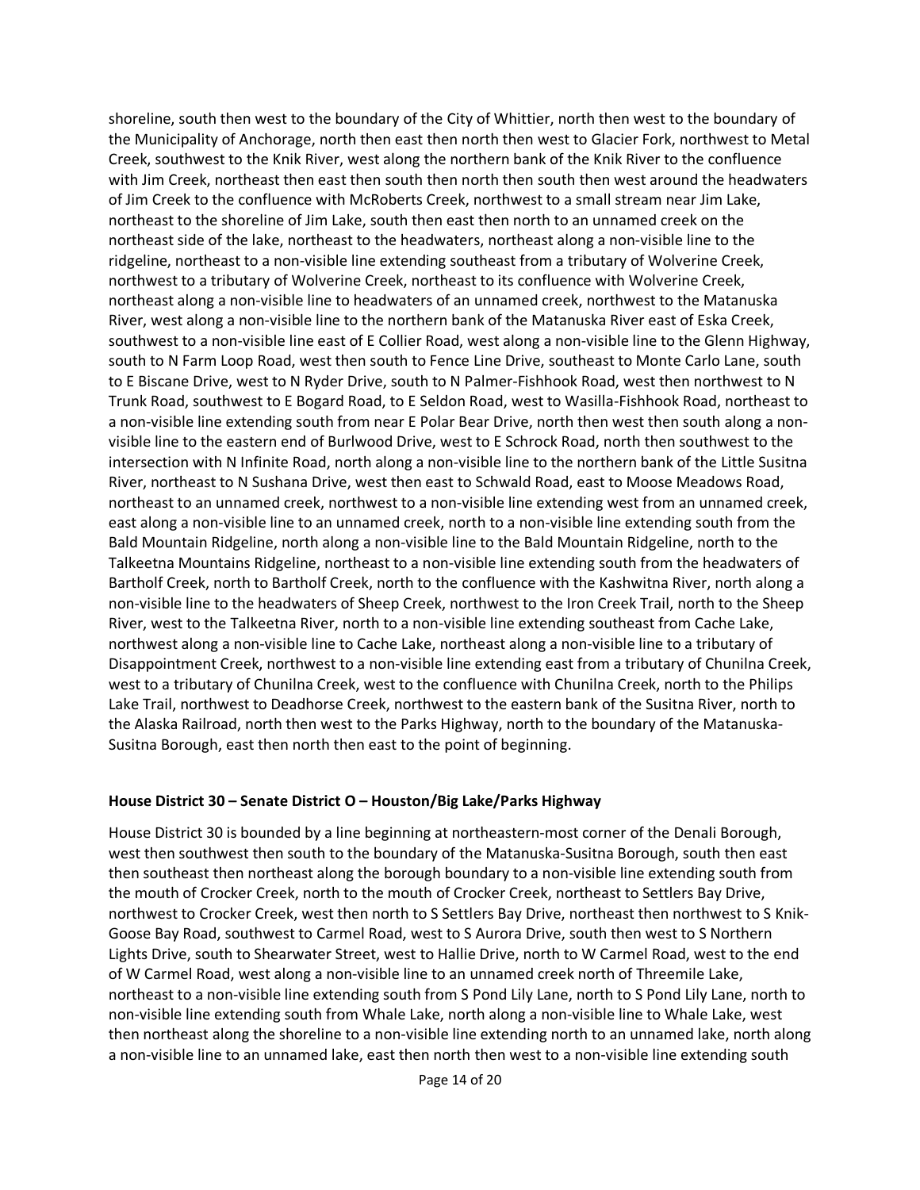shoreline, south then west to the boundary of the City of Whittier, north then west to the boundary of the Municipality of Anchorage, north then east then north then west to Glacier Fork, northwest to Metal Creek, southwest to the Knik River, west along the northern bank of the Knik River to the confluence with Jim Creek, northeast then east then south then north then south then west around the headwaters of Jim Creek to the confluence with McRoberts Creek, northwest to a small stream near Jim Lake, northeast to the shoreline of Jim Lake, south then east then north to an unnamed creek on the northeast side of the lake, northeast to the headwaters, northeast along a non-visible line to the ridgeline, northeast to a non-visible line extending southeast from a tributary of Wolverine Creek, northwest to a tributary of Wolverine Creek, northeast to its confluence with Wolverine Creek, northeast along a non-visible line to headwaters of an unnamed creek, northwest to the Matanuska River, west along a non-visible line to the northern bank of the Matanuska River east of Eska Creek, southwest to a non-visible line east of E Collier Road, west along a non-visible line to the Glenn Highway, south to N Farm Loop Road, west then south to Fence Line Drive, southeast to Monte Carlo Lane, south to E Biscane Drive, west to N Ryder Drive, south to N Palmer-Fishhook Road, west then northwest to N Trunk Road, southwest to E Bogard Road, to E Seldon Road, west to Wasilla-Fishhook Road, northeast to a non-visible line extending south from near E Polar Bear Drive, north then west then south along a non-visible line to the eastern end of Burlwood Drive, west to E Schrock Road, north then southwest to the intersection with N Infinite Road, north along a non-visible line to the northern bank of the Little Susitna River, northeast to N Sushana Drive, west then east to Schwald Road, east to Moose Meadows Road, northeast to an unnamed creek, northwest to a non-visible line extending west from an unnamed creek, east along a non-visible line to an unnamed creek, north to a non-visible line extending south from the Bald Mountain Ridgeline, north along a non-visible line to the Bald Mountain Ridgeline, north to the Talkeetna Mountains Ridgeline, northeast to a non-visible line extending south from the headwaters of Bartholf Creek, north to Bartholf Creek, north to the confluence with the Kashwitna River, north along a non-visible line to the headwaters of Sheep Creek, northwest to the Iron Creek Trail, north to the Sheep River, west to the Talkeetna River, north to a non-visible line extending southeast from Cache Lake, northwest along a non-visible line to Cache Lake, northeast along a non-visible line to a tributary of Disappointment Creek, northwest to a non-visible line extending east from a tributary of Chunilna Creek, west to a tributary of Chunilna Creek, west to the confluence with Chunilna Creek, north to the Philips Lake Trail, northwest to Deadhorse Creek, northwest to the eastern bank of the Susitna River, north to the Alaska Railroad, north then west to the Parks Highway, north to the boundary of the Matanuska-Susitna Borough, east then north then east to the point of beginning.

**House District 30 – Senate District O – Houston/Big Lake/Parks Highway**

House District 30 is bounded by a line beginning at northeastern-most corner of the Denali Borough, west then southwest then south to the boundary of the Matanuska-Susitna Borough, south then east then southeast then northeast along the borough boundary to a non-visible line extending south from the mouth of Crocker Creek, north to the mouth of Crocker Creek, northeast to Settlers Bay Drive, northwest to Crocker Creek, west then north to S Settlers Bay Drive, northeast then northwest to S Knik-Goose Bay Road, southwest to Carmel Road, west to S Aurora Drive, south then west to S Northern Lights Drive, south to Shearwater Street, west to Hallie Drive, north to W Carmel Road, west to the end of W Carmel Road, west along a non-visible line to an unnamed creek north of Threemile Lake, northeast to a non-visible line extending south from S Pond Lily Lane, north to S Pond Lily Lane, north to non-visible line extending south from Whale Lake, north along a non-visible line to Whale Lake, west then northeast along the shoreline to a non-visible line extending north to an unnamed lake, north along a non-visible line to an unnamed lake, east then north then west to a non-visible line extending south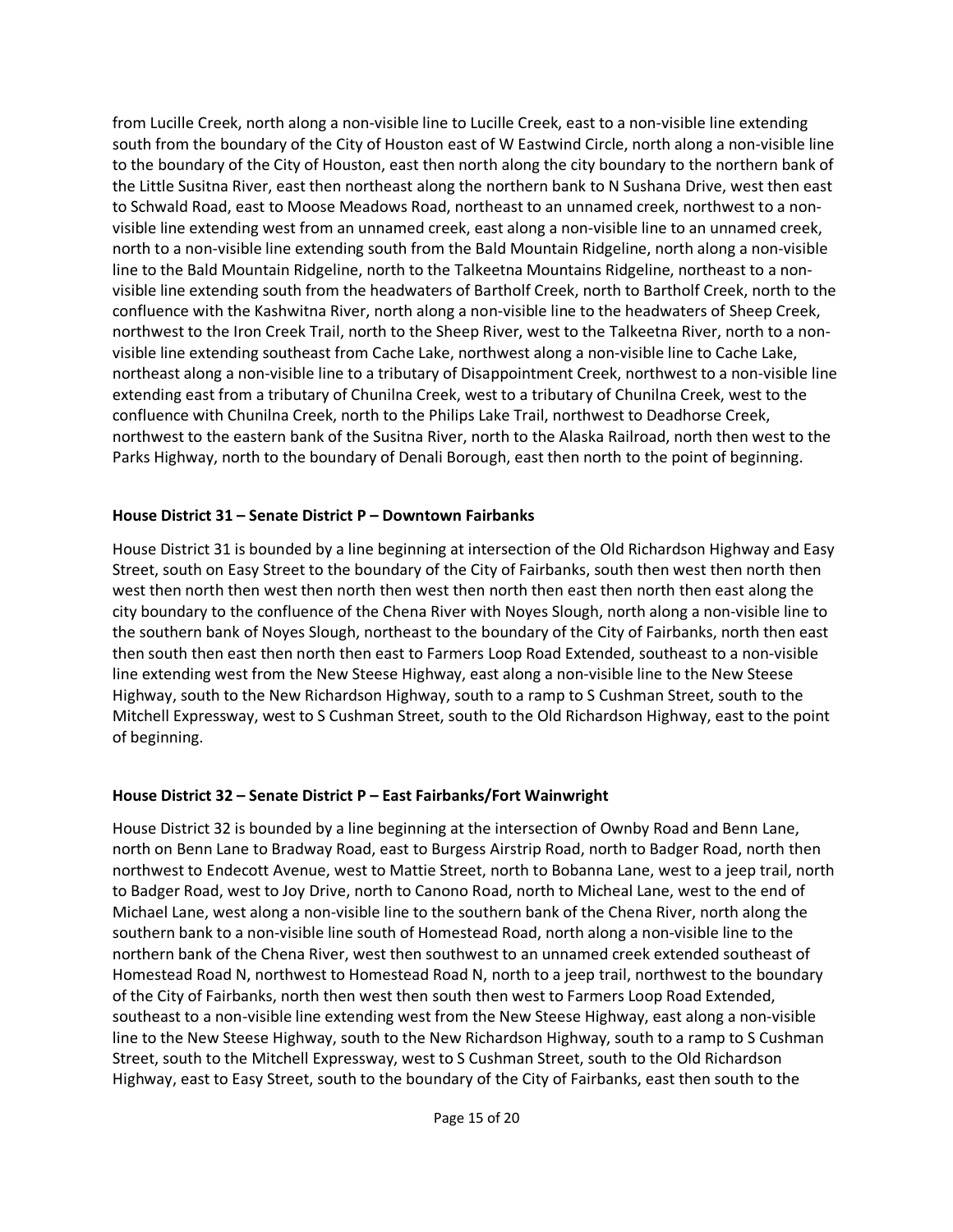from Lucille Creek, north along a non-visible line to Lucille Creek, east to a non-visible line extending south from the boundary of the City of Houston east of W Eastwind Circle, north along a non-visible line to the boundary of the City of Houston, east then north along the city boundary to the northern bank of the Little Susitna River, east then northeast along the northern bank to N Sushana Drive, west then east to Schwald Road, east to Moose Meadows Road, northeast to an unnamed creek, northwest to a non-visible line extending west from an unnamed creek, east along a non-visible line to an unnamed creek, north to a non-visible line extending south from the Bald Mountain Ridgeline, north along a non-visible line to the Bald Mountain Ridgeline, north to the Talkeetna Mountains Ridgeline, northeast to a non-visible line extending south from the headwaters of Bartholf Creek, north to Bartholf Creek, north to the confluence with the Kashwitna River, north along a non-visible line to the headwaters of Sheep Creek, northwest to the Iron Creek Trail, north to the Sheep River, west to the Talkeetna River, north to a non-visible line extending southeast from Cache Lake, northwest along a non-visible line to Cache Lake, northeast along a non-visible line to a tributary of Disappointment Creek, northwest to a non-visible line extending east from a tributary of Chunilna Creek, west to a tributary of Chunilna Creek, west to the confluence with Chunilna Creek, north to the Philips Lake Trail, northwest to Deadhorse Creek, northwest to the eastern bank of the Susitna River, north to the Alaska Railroad, north then west to the Parks Highway, north to the boundary of Denali Borough, east then north to the point of beginning.

### House District 31 – Senate District P – Downtown Fairbanks

House District 31 is bounded by a line beginning at intersection of the Old Richardson Highway and Easy Street, south on Easy Street to the boundary of the City of Fairbanks, south then west then north then west then north then west then north then west then north then east then north then east along the city boundary to the confluence of the Chena River with Noyes Slough, north along a non-visible line to the southern bank of Noyes Slough, northeast to the boundary of the City of Fairbanks, north then east then south then east then north then east to Farmers Loop Road Extended, southeast to a non-visible line extending west from the New Steese Highway, east along a non-visible line to the New Steese Highway, south to the New Richardson Highway, south to a ramp to S Cushman Street, south to the Mitchell Expressway, west to S Cushman Street, south to the Old Richardson Highway, east to the point of beginning.

### House District 32 – Senate District P – East Fairbanks/Fort Wainwright

House District 32 is bounded by a line beginning at the intersection of Ownby Road and Benn Lane, north on Benn Lane to Bradway Road, east to Burgess Airstrip Road, north to Badger Road, north then northwest to Endecott Avenue, west to Mattie Street, north to Bobanna Lane, west to a jeep trail, north to Badger Road, west to Joy Drive, north to Canono Road, north to Micheal Lane, west to the end of Michael Lane, west along a non-visible line to the southern bank of the Chena River, north along the southern bank to a non-visible line south of Homestead Road, north along a non-visible line to the northern bank of the Chena River, west then southwest to an unnamed creek extended southeast of Homestead Road N, northwest to Homestead Road N, north to a jeep trail, northwest to the boundary of the City of Fairbanks, north then west then south then west to Farmers Loop Road Extended, southeast to a non-visible line extending west from the New Steese Highway, east along a non-visible line to the New Steese Highway, south to the New Richardson Highway, south to a ramp to S Cushman Street, south to the Mitchell Expressway, west to S Cushman Street, south to the Old Richardson Highway, east to Easy Street, south to the boundary of the City of Fairbanks, east then south to the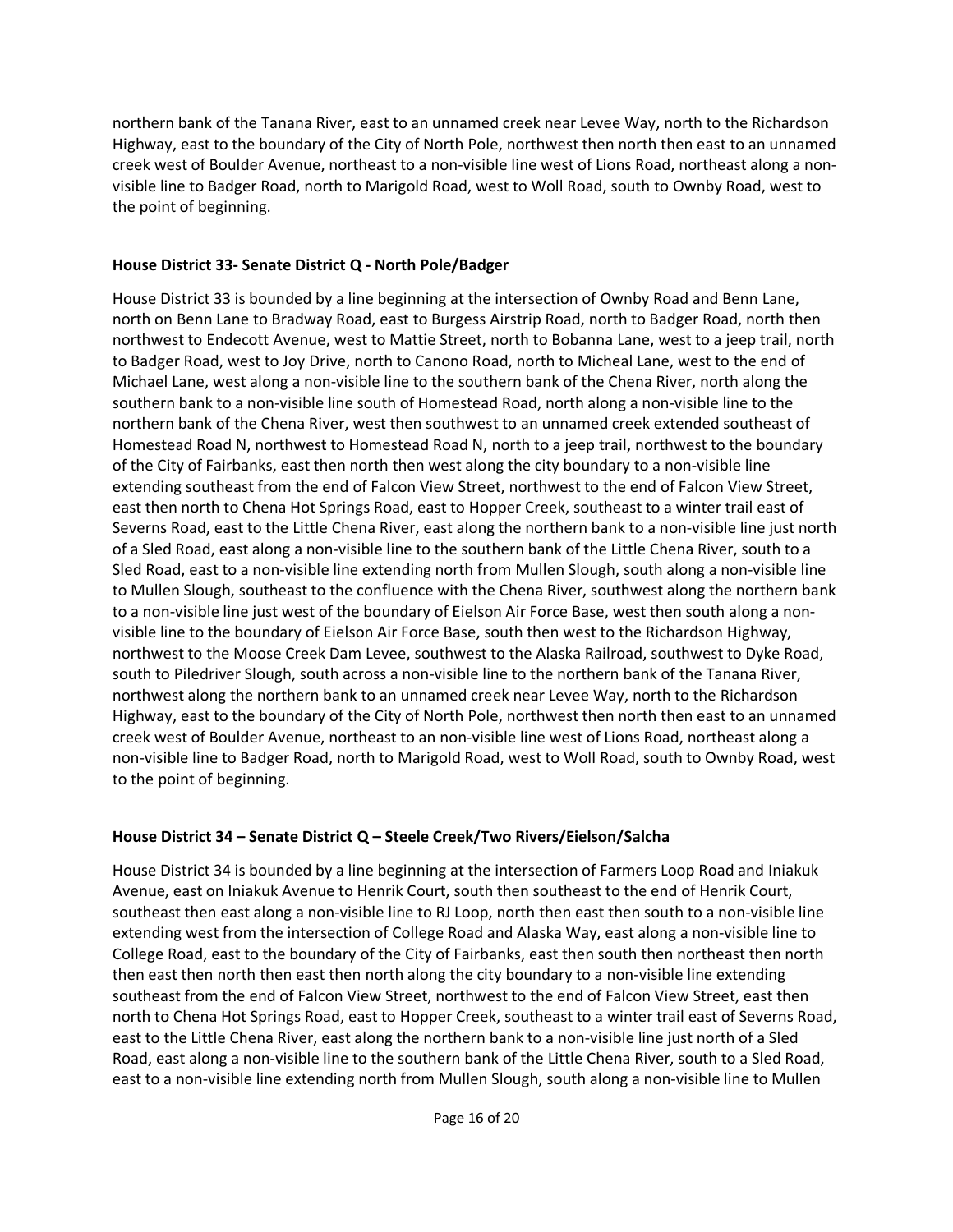northern bank of the Tanana River, east to an unnamed creek near Levee Way, north to the Richardson Highway, east to the boundary of the City of North Pole, northwest then north then east to an unnamed creek west of Boulder Avenue, northeast to a non-visible line west of Lions Road, northeast along a non-visible line to Badger Road, north to Marigold Road, west to Woll Road, south to Ownby Road, west to the point of beginning.

**House District 33- Senate District Q - North Pole/Badger**

House District 33 is bounded by a line beginning at the intersection of Ownby Road and Benn Lane, north on Benn Lane to Bradway Road, east to Burgess Airstrip Road, north to Badger Road, north then northwest to Endecott Avenue, west to Mattie Street, north to Bobanna Lane, west to a jeep trail, north to Badger Road, west to Joy Drive, north to Canono Road, north to Micheal Lane, west to the end of Michael Lane, west along a non-visible line to the southern bank of the Chena River, north along the southern bank to a non-visible line south of Homestead Road, north along a non-visible line to the northern bank of the Chena River, west then southwest to an unnamed creek extended southeast of Homestead Road N, northwest to Homestead Road N, north to a jeep trail, northwest to the boundary of the City of Fairbanks, east then north then west along the city boundary to a non-visible line extending southeast from the end of Falcon View Street, northwest to the end of Falcon View Street, east then north to Chena Hot Springs Road, east to Hopper Creek, southeast to a winter trail east of Severns Road, east to the Little Chena River, east along the northern bank to a non-visible line just north of a Sled Road, east along a non-visible line to the southern bank of the Little Chena River, south to a Sled Road, east to a non-visible line extending north from Mullen Slough, south along a non-visible line to Mullen Slough, southeast to the confluence with the Chena River, southwest along the northern bank to a non-visible line just west of the boundary of Eielson Air Force Base, west then south along a non-visible line to the boundary of Eielson Air Force Base, south then west to the Richardson Highway, northwest to the Moose Creek Dam Levee, southwest to the Alaska Railroad, southwest to Dyke Road, south to Piledriver Slough, south across a non-visible line to the northern bank of the Tanana River, northwest along the northern bank to an unnamed creek near Levee Way, north to the Richardson Highway, east to the boundary of the City of North Pole, northwest then north then east to an unnamed creek west of Boulder Avenue, northeast to an non-visible line west of Lions Road, northeast along a non-visible line to Badger Road, north to Marigold Road, west to Woll Road, south to Ownby Road, west to the point of beginning.

**House District 34 – Senate District Q – Steele Creek/Two Rivers/Eielson/Salcha**

House District 34 is bounded by a line beginning at the intersection of Farmers Loop Road and Iniakuk Avenue, east on Iniakuk Avenue to Henrik Court, south then southeast to the end of Henrik Court, southeast then east along a non-visible line to RJ Loop, north then east then south to a non-visible line extending west from the intersection of College Road and Alaska Way, east along a non-visible line to College Road, east to the boundary of the City of Fairbanks, east then south then northeast then north then east then north then east then north along the city boundary to a non-visible line extending southeast from the end of Falcon View Street, northwest to the end of Falcon View Street, east then north to Chena Hot Springs Road, east to Hopper Creek, southeast to a winter trail east of Severns Road, east to the Little Chena River, east along the northern bank to a non-visible line just north of a Sled Road, east along a non-visible line to the southern bank of the Little Chena River, south to a Sled Road, east to a non-visible line extending north from Mullen Slough, south along a non-visible line to Mullen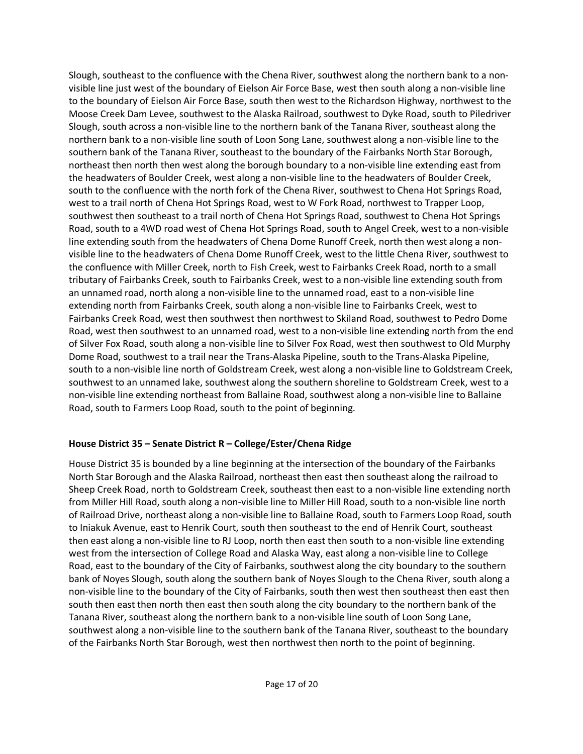Slough, southeast to the confluence with the Chena River, southwest along the northern bank to a non-visible line just west of the boundary of Eielson Air Force Base, west then south along a non-visible line to the boundary of Eielson Air Force Base, south then west to the Richardson Highway, northwest to the Moose Creek Dam Levee, southwest to the Alaska Railroad, southwest to Dyke Road, south to Piledriver Slough, south across a non-visible line to the northern bank of the Tanana River, southeast along the northern bank to a non-visible line south of Loon Song Lane, southwest along a non-visible line to the southern bank of the Tanana River, southeast to the boundary of the Fairbanks North Star Borough, northeast then north then west along the borough boundary to a non-visible line extending east from the headwaters of Boulder Creek, west along a non-visible line to the headwaters of Boulder Creek, south to the confluence with the north fork of the Chena River, southwest to Chena Hot Springs Road, west to a trail north of Chena Hot Springs Road, west to W Fork Road, northwest to Trapper Loop, southwest then southeast to a trail north of Chena Hot Springs Road, southwest to Chena Hot Springs Road, south to a 4WD road west of Chena Hot Springs Road, south to Angel Creek, west to a non-visible line extending south from the headwaters of Chena Dome Runoff Creek, north then west along a non-visible line to the headwaters of Chena Dome Runoff Creek, west to the little Chena River, southwest to the confluence with Miller Creek, north to Fish Creek, west to Fairbanks Creek Road, north to a small tributary of Fairbanks Creek, south to Fairbanks Creek, west to a non-visible line extending south from an unnamed road, north along a non-visible line to the unnamed road, east to a non-visible line extending north from Fairbanks Creek, south along a non-visible line to Fairbanks Creek, west to Fairbanks Creek Road, west then southwest then northwest to Skiland Road, southwest to Pedro Dome Road, west then southwest to an unnamed road, west to a non-visible line extending north from the end of Silver Fox Road, south along a non-visible line to Silver Fox Road, west then southwest to Old Murphy Dome Road, southwest to a trail near the Trans-Alaska Pipeline, south to the Trans-Alaska Pipeline, south to a non-visible line north of Goldstream Creek, west along a non-visible line to Goldstream Creek, southwest to an unnamed lake, southwest along the southern shoreline to Goldstream Creek, west to a non-visible line extending northeast from Ballaine Road, southwest along a non-visible line to Ballaine Road, south to Farmers Loop Road, south to the point of beginning.

### House District 35 – Senate District R – College/Ester/Chena Ridge

House District 35 is bounded by a line beginning at the intersection of the boundary of the Fairbanks North Star Borough and the Alaska Railroad, northeast then east then southeast along the railroad to Sheep Creek Road, north to Goldstream Creek, southeast then east to a non-visible line extending north from Miller Hill Road, south along a non-visible line to Miller Hill Road, south to a non-visible line north of Railroad Drive, northeast along a non-visible line to Ballaine Road, south to Farmers Loop Road, south to Iniakuk Avenue, east to Henrik Court, south then southeast to the end of Henrik Court, southeast then east along a non-visible line to RJ Loop, north then east then south to a non-visible line extending west from the intersection of College Road and Alaska Way, east along a non-visible line to College Road, east to the boundary of the City of Fairbanks, southwest along the city boundary to the southern bank of Noyes Slough, south along the southern bank of Noyes Slough to the Chena River, south along a non-visible line to the boundary of the City of Fairbanks, south then west then southeast then east then south then east then north then east then south along the city boundary to the northern bank of the Tanana River, southeast along the northern bank to a non-visible line south of Loon Song Lane, southwest along a non-visible line to the southern bank of the Tanana River, southeast to the boundary of the Fairbanks North Star Borough, west then northwest then north to the point of beginning.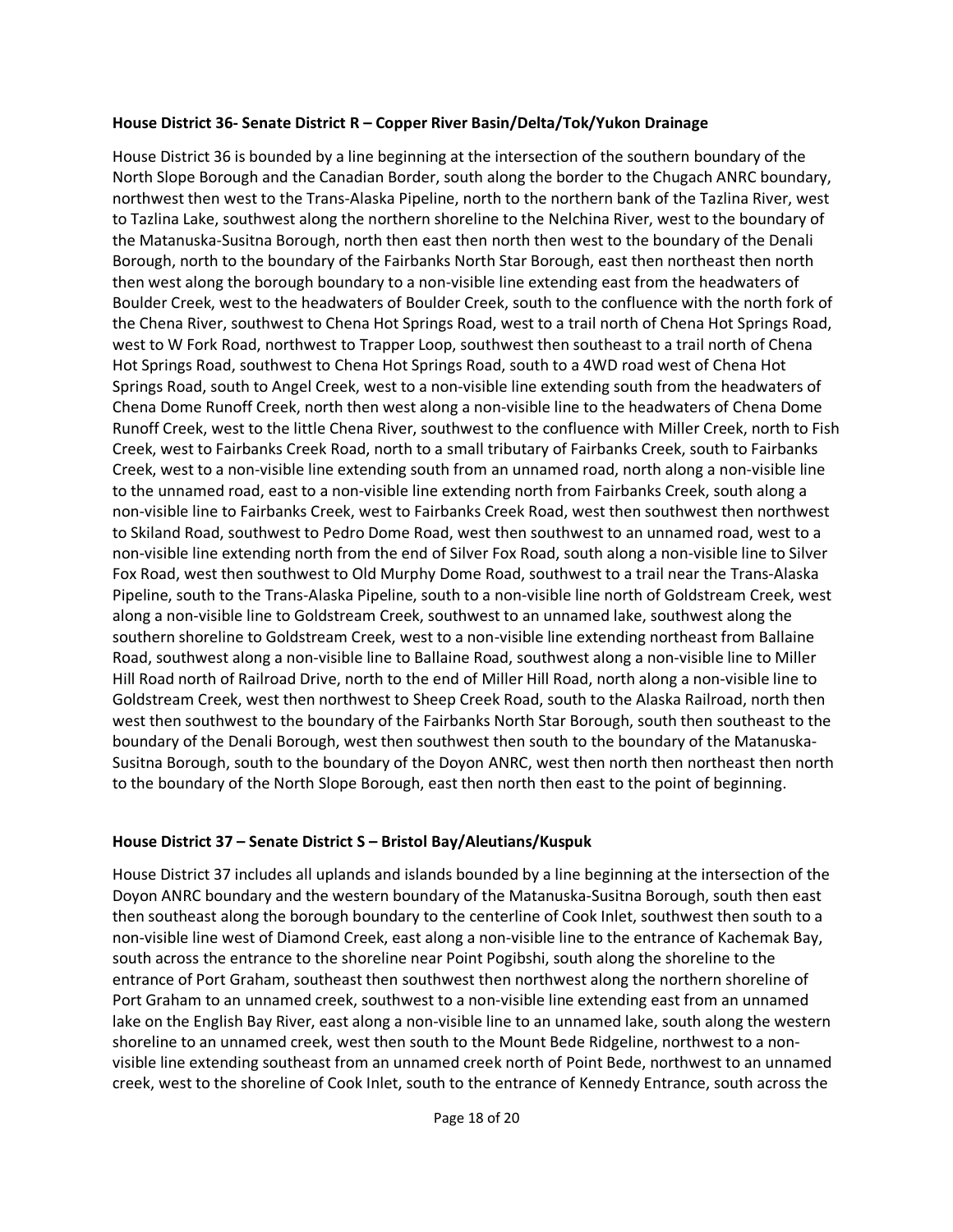**House District 36- Senate District R – Copper River Basin/Delta/Tok/Yukon Drainage**

House District 36 is bounded by a line beginning at the intersection of the southern boundary of the North Slope Borough and the Canadian Border, south along the border to the Chugach ANRC boundary, northwest then west to the Trans-Alaska Pipeline, north to the northern bank of the Tazlina River, west to Tazlina Lake, southwest along the northern shoreline to the Nelchina River, west to the boundary of the Matanuska-Susitna Borough, north then east then north then west to the boundary of the Denali Borough, north to the boundary of the Fairbanks North Star Borough, east then northeast then north then west along the borough boundary to a non-visible line extending east from the headwaters of Boulder Creek, west to the headwaters of Boulder Creek, south to the confluence with the north fork of the Chena River, southwest to Chena Hot Springs Road, west to a trail north of Chena Hot Springs Road, west to W Fork Road, northwest to Trapper Loop, southwest then southeast to a trail north of Chena Hot Springs Road, southwest to Chena Hot Springs Road, south to a 4WD road west of Chena Hot Springs Road, south to Angel Creek, west to a non-visible line extending south from the headwaters of Chena Dome Runoff Creek, north then west along a non-visible line to the headwaters of Chena Dome Runoff Creek, west to the little Chena River, southwest to the confluence with Miller Creek, north to Fish Creek, west to Fairbanks Creek Road, north to a small tributary of Fairbanks Creek, south to Fairbanks Creek, west to a non-visible line extending south from an unnamed road, north along a non-visible line to the unnamed road, east to a non-visible line extending north from Fairbanks Creek, south along a non-visible line to Fairbanks Creek, west to Fairbanks Creek Road, west then southwest then northwest to Skiland Road, southwest to Pedro Dome Road, west then southwest to an unnamed road, west to a non-visible line extending north from the end of Silver Fox Road, south along a non-visible line to Silver Fox Road, west then southwest to Old Murphy Dome Road, southwest to a trail near the Trans-Alaska Pipeline, south to the Trans-Alaska Pipeline, south to a non-visible line north of Goldstream Creek, west along a non-visible line to Goldstream Creek, southwest to an unnamed lake, southwest along the southern shoreline to Goldstream Creek, west to a non-visible line extending northeast from Ballaine Road, southwest along a non-visible line to Ballaine Road, southwest along a non-visible line to Miller Hill Road north of Railroad Drive, north to the end of Miller Hill Road, north along a non-visible line to Goldstream Creek, west then northwest to Sheep Creek Road, south to the Alaska Railroad, north then west then southwest to the boundary of the Fairbanks North Star Borough, south then southeast to the boundary of the Denali Borough, west then southwest then south to the boundary of the Matanuska-Susitna Borough, south to the boundary of the Doyon ANRC, west then north then northeast then north to the boundary of the North Slope Borough, east then north then east to the point of beginning.

**House District 37 – Senate District S – Bristol Bay/Aleutians/Kuspuk**

House District 37 includes all uplands and islands bounded by a line beginning at the intersection of the Doyon ANRC boundary and the western boundary of the Matanuska-Susitna Borough, south then east then southeast along the borough boundary to the centerline of Cook Inlet, southwest then south to a non-visible line west of Diamond Creek, east along a non-visible line to the entrance of Kachemak Bay, south across the entrance to the shoreline near Point Pogibshi, south along the shoreline to the entrance of Port Graham, southeast then southwest then northwest along the northern shoreline of Port Graham to an unnamed creek, southwest to a non-visible line extending east from an unnamed lake on the English Bay River, east along a non-visible line to an unnamed lake, south along the western shoreline to an unnamed creek, west then south to the Mount Bede Ridgeline, northwest to a non-visible line extending southeast from an unnamed creek north of Point Bede, northwest to an unnamed creek, west to the shoreline of Cook Inlet, south to the entrance of Kennedy Entrance, south across the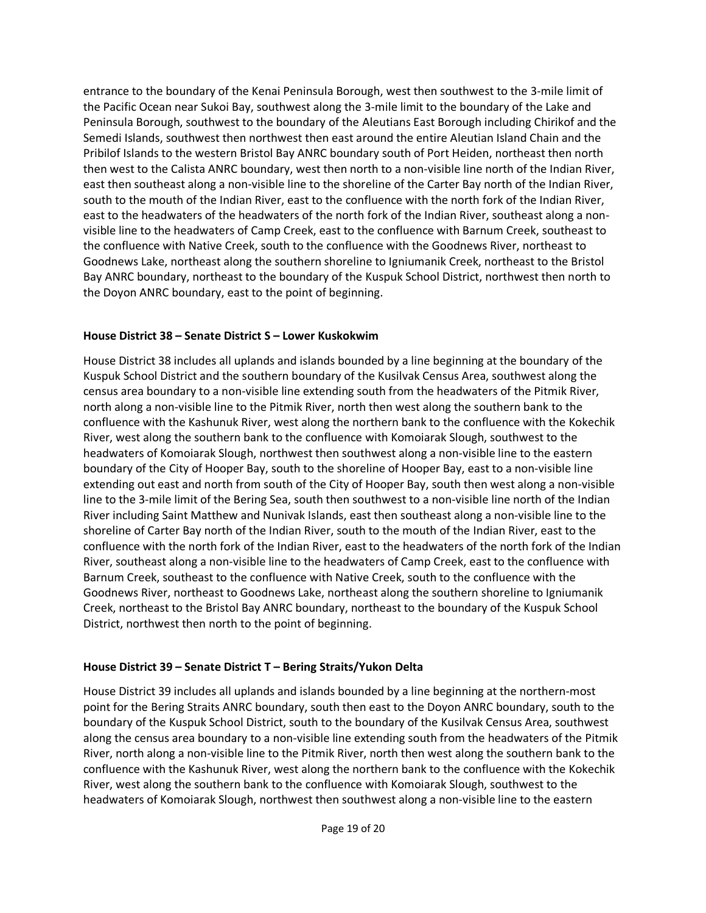entrance to the boundary of the Kenai Peninsula Borough, west then southwest to the 3-mile limit of the Pacific Ocean near Sukoi Bay, southwest along the 3-mile limit to the boundary of the Lake and Peninsula Borough, southwest to the boundary of the Aleutians East Borough including Chirikof and the Semedi Islands, southwest then northwest then east around the entire Aleutian Island Chain and the Pribilof Islands to the western Bristol Bay ANRC boundary south of Port Heiden, northeast then north then west to the Calista ANRC boundary, west then north to a non-visible line north of the Indian River, east then southeast along a non-visible line to the shoreline of the Carter Bay north of the Indian River, south to the mouth of the Indian River, east to the confluence with the north fork of the Indian River, east to the headwaters of the headwaters of the north fork of the Indian River, southeast along a non-visible line to the headwaters of Camp Creek, east to the confluence with Barnum Creek, southeast to the confluence with Native Creek, south to the confluence with the Goodnews River, northeast to Goodnews Lake, northeast along the southern shoreline to Igniumanik Creek, northeast to the Bristol Bay ANRC boundary, northeast to the boundary of the Kuspuk School District, northwest then north to the Doyon ANRC boundary, east to the point of beginning.

**House District 38 – Senate District S – Lower Kuskokwim**

House District 38 includes all uplands and islands bounded by a line beginning at the boundary of the Kuspuk School District and the southern boundary of the Kusilvak Census Area, southwest along the census area boundary to a non-visible line extending south from the headwaters of the Pitmik River, north along a non-visible line to the Pitmik River, north then west along the southern bank to the confluence with the Kashunuk River, west along the northern bank to the confluence with the Kokechik River, west along the southern bank to the confluence with Komoiarak Slough, southwest to the headwaters of Komoiarak Slough, northwest then southwest along a non-visible line to the eastern boundary of the City of Hooper Bay, south to the shoreline of Hooper Bay, east to a non-visible line extending out east and north from south of the City of Hooper Bay, south then west along a non-visible line to the 3-mile limit of the Bering Sea, south then southwest to a non-visible line north of the Indian River including Saint Matthew and Nunivak Islands, east then southeast along a non-visible line to the shoreline of Carter Bay north of the Indian River, south to the mouth of the Indian River, east to the confluence with the north fork of the Indian River, east to the headwaters of the north fork of the Indian River, southeast along a non-visible line to the headwaters of Camp Creek, east to the confluence with Barnum Creek, southeast to the confluence with Native Creek, south to the confluence with the Goodnews River, northeast to Goodnews Lake, northeast along the southern shoreline to Igniumanik Creek, northeast to the Bristol Bay ANRC boundary, northeast to the boundary of the Kuspuk School District, northwest then north to the point of beginning.

**House District 39 – Senate District T – Bering Straits/Yukon Delta**

House District 39 includes all uplands and islands bounded by a line beginning at the northern-most point for the Bering Straits ANRC boundary, south then east to the Doyon ANRC boundary, south to the boundary of the Kuspuk School District, south to the boundary of the Kusilvak Census Area, southwest along the census area boundary to a non-visible line extending south from the headwaters of the Pitmik River, north along a non-visible line to the Pitmik River, north then west along the southern bank to the confluence with the Kashunuk River, west along the northern bank to the confluence with the Kokechik River, west along the southern bank to the confluence with Komoiarak Slough, southwest to the headwaters of Komoiarak Slough, northwest then southwest along a non-visible line to the eastern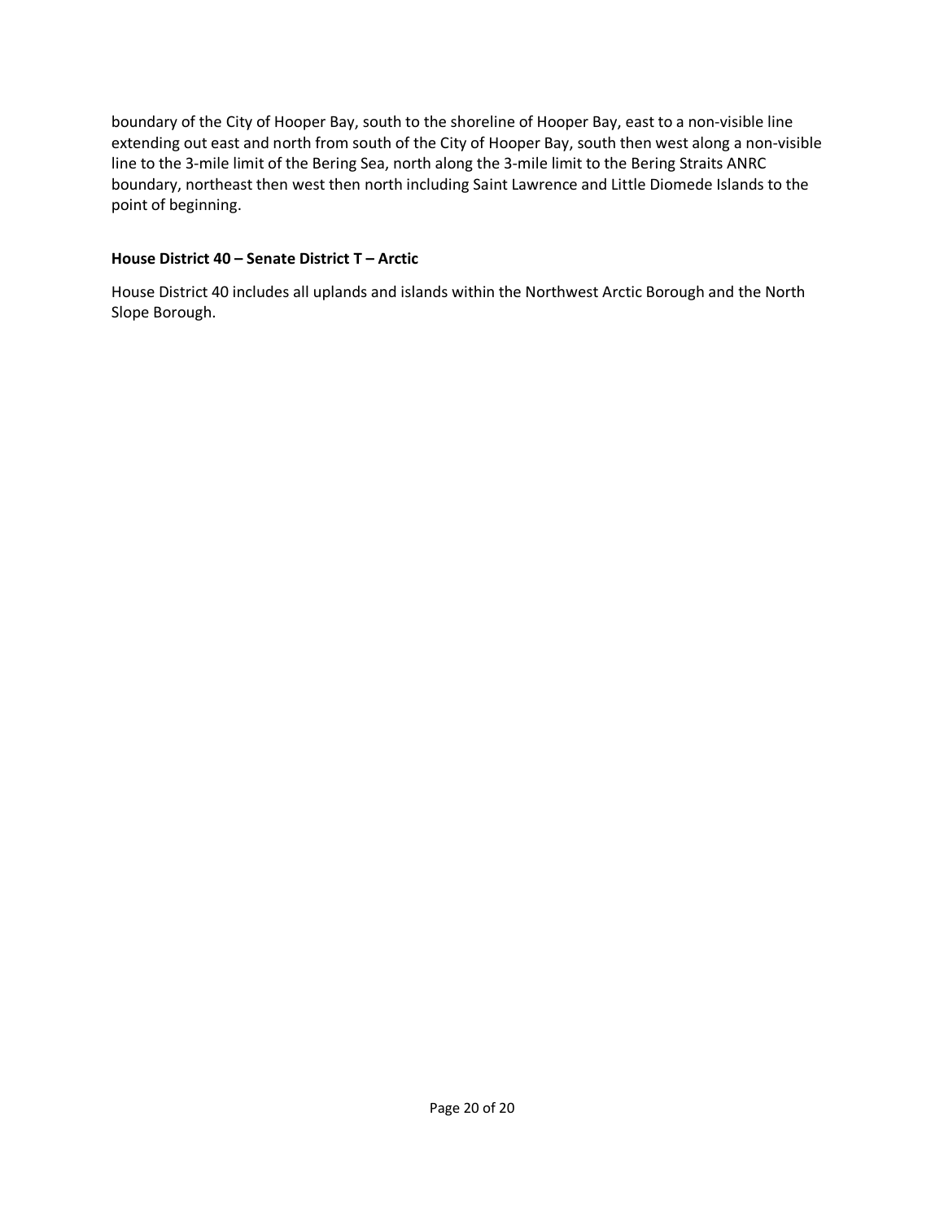boundary of the City of Hooper Bay, south to the shoreline of Hooper Bay, east to a non-visible line extending out east and north from south of the City of Hooper Bay, south then west along a non-visible line to the 3-mile limit of the Bering Sea, north along the 3-mile limit to the Bering Straits ANRC boundary, northeast then west then north including Saint Lawrence and Little Diomede Islands to the point of beginning.

**House District 40 – Senate District T – Arctic**

House District 40 includes all uplands and islands within the Northwest Arctic Borough and the North Slope Borough.